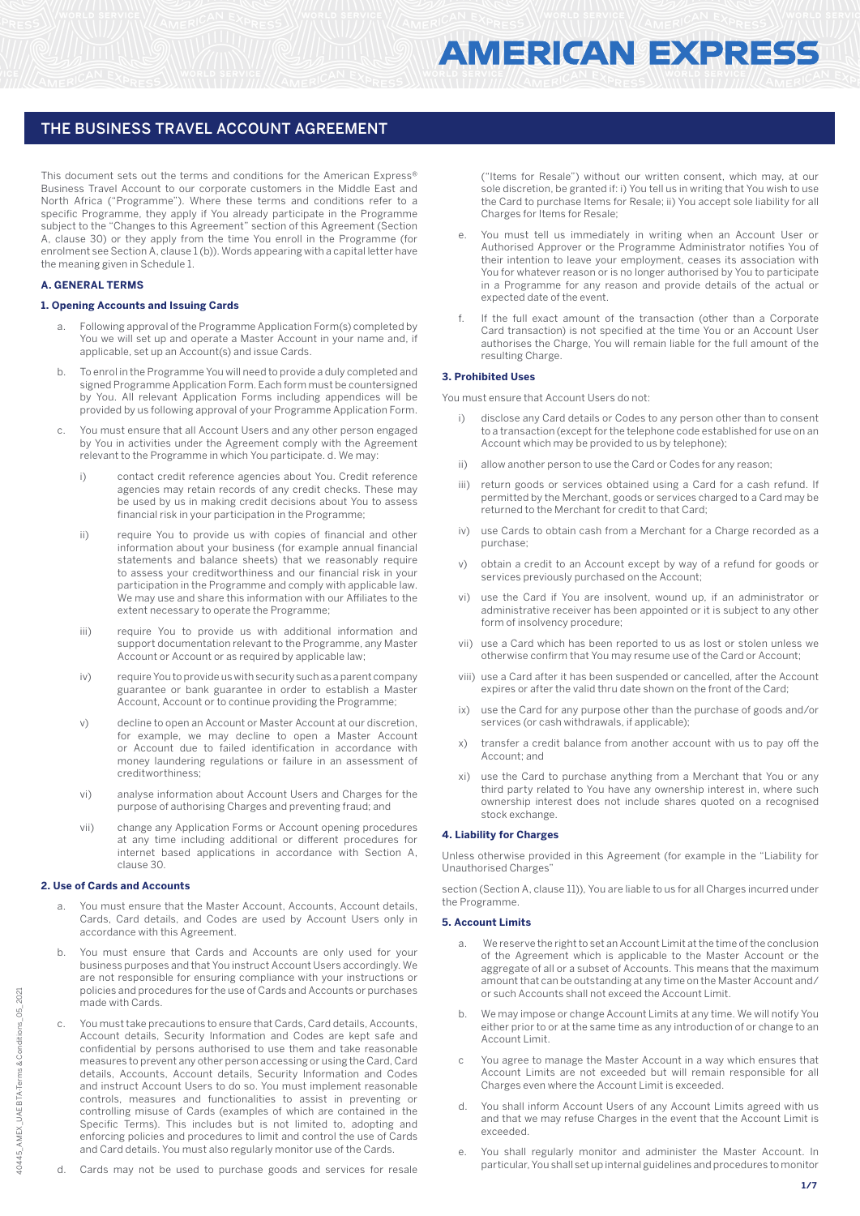# THE BUSINESS TRAVEL ACCOUNT AGREEMENT

This document sets out the terms and conditions for the American Express® Business Travel Account to our corporate customers in the Middle East and North Africa ("Programme"). Where these terms and conditions refer to a specific Programme, they apply if You already participate in the Programme subject to the "Changes to this Agreement" section of this Agreement (Section A, clause 30) or they apply from the time You enroll in the Programme (for enrolment see Section A, clause 1 (b)). Words appearing with a capital letter have the meaning given in Schedule 1.

## A. GENERAL TERMS

### 1. Opening Accounts and Issuing Cards

a. Following approval of the Programme Application Form(s) completed by You we will set up and operate a Master Account in your name and, if applicable, set up an Account(s) and issue Cards.

b. To enrol in the Programme You will need to provide a duly completed and signed Programme Application Form. Each form must be countersigned by You. All relevant Application Forms including appendices will be provided by us following approval of your Programme Application Form.

c. You must ensure that all Account Users and any other person engaged by You in activities under the Agreement comply with the Agreement relevant to the Programme in which You participate. d. We may:

   i) contact credit reference agencies about You. Credit reference agencies may retain records of any credit checks. These may be used by us in making credit decisions about You to assess financial risk in your participation in the Programme;

   ii) require You to provide us with copies of financial and other information about your business (for example annual financial statements and balance sheets) that we reasonably require to assess your creditworthiness and our financial risk in your participation in the Programme and comply with applicable law. We may use and share this information with our Affiliates to the extent necessary to operate the Programme;

   iii) require You to provide us with additional information and support documentation relevant to the Programme, any Master Account or Account or as required by applicable law;

   iv) require You to provide us with security such as a parent company guarantee or bank guarantee in order to establish a Master Account, Account or to continue providing the Programme;

   v) decline to open an Account or Master Account at our discretion, for example, we may decline to open a Master Account or Account due to failed identification in accordance with money laundering regulations or failure in an assessment of creditworthiness;

   vi) analyse information about Account Users and Charges for the purpose of authorising Charges and preventing fraud; and

   vii) change any Application Forms or Account opening procedures at any time including additional or different procedures for internet based applications in accordance with Section A, clause 30.

### 2. Use of Cards and Accounts

a. You must ensure that the Master Account, Accounts, Account details, Cards, Card details, and Codes are used by Account Users only in accordance with this Agreement.

b. You must ensure that Cards and Accounts are only used for your business purposes and that You instruct Account Users accordingly. We are not responsible for ensuring compliance with your instructions or policies and procedures for the use of Cards and Accounts or purchases made with Cards.

c. You must take precautions to ensure that Cards, Card details, Accounts, Account details, Security Information and Codes are kept safe and confidential by persons authorised to use them and take reasonable measures to prevent any other person accessing or using the Card, Card details, Accounts, Account details, Security Information and Codes and instruct Account Users to do so. You must implement reasonable controls, measures and functionalities to assist in preventing or controlling misuse of Cards (examples of which are contained in the Specific Terms). This includes but is not limited to, adopting and enforcing policies and procedures to limit and control the use of Cards and Card details. You must also regularly monitor use of the Cards.

d. Cards may not be used to purchase goods and services for resale ("Items for Resale") without our written consent, which may, at our sole discretion, be granted if: i) You tell us in writing that You wish to use the Card to purchase Items for Resale; ii) You accept sole liability for all Charges for Items for Resale;

e. You must tell us immediately in writing when an Account User or Authorised Approver or the Programme Administrator notifies You of their intention to leave your employment, ceases its association with You for whatever reason or is no longer authorised by You to participate in a Programme for any reason and provide details of the actual or expected date of the event.

f. If the full exact amount of the transaction (other than a Corporate Card transaction) is not specified at the time You or an Account User authorises the Charge, You will remain liable for the full amount of the resulting Charge.

### 3. Prohibited Uses

You must ensure that Account Users do not:

i) disclose any Card details or Codes to any person other than to consent to a transaction (except for the telephone code established for use on an Account which may be provided to us by telephone);

ii) allow another person to use the Card or Codes for any reason;

iii) return goods or services obtained using a Card for a cash refund. If permitted by the Merchant, goods or services charged to a Card may be returned to the Merchant for credit to that Card;

iv) use Cards to obtain cash from a Merchant for a Charge recorded as a purchase;

v) obtain a credit to an Account except by way of a refund for goods or services previously purchased on the Account;

vi) use the Card if You are insolvent, wound up, if an administrator or administrative receiver has been appointed or it is subject to any other form of insolvency procedure;

vii) use a Card which has been reported to us as lost or stolen unless we otherwise confirm that You may resume use of the Card or Account;

viii) use a Card after it has been suspended or cancelled, after the Account expires or after the valid thru date shown on the front of the Card;

ix) use the Card for any purpose other than the purchase of goods and/or services (or cash withdrawals, if applicable);

x) transfer a credit balance from another account with us to pay off the Account; and

xi) use the Card to purchase anything from a Merchant that You or any third party related to You have any ownership interest in, where such ownership interest does not include shares quoted on a recognised stock exchange.

### 4. Liability for Charges

Unless otherwise provided in this Agreement (for example in the "Liability for Unauthorised Charges" section (Section A, clause 11)), You are liable to us for all Charges incurred under the Programme.

### 5. Account Limits

a. We reserve the right to set an Account Limit at the time of the conclusion of the Agreement which is applicable to the Master Account or the aggregate of all or a subset of Accounts. This means that the maximum amount that can be outstanding at any time on the Master Account and/or such Accounts shall not exceed the Account Limit.

b. We may impose or change Account Limits at any time. We will notify You either prior to or at the same time as any introduction of or change to an Account Limit.

c. You agree to manage the Master Account in a way which ensures that Account Limits are not exceeded but will remain responsible for all Charges even where the Account Limit is exceeded.

d. You shall inform Account Users of any Account Limits agreed with us and that we may refuse Charges in the event that the Account Limit is exceeded.

e. You shall regularly monitor and administer the Master Account. In particular, You shall set up internal guidelines and procedures to monitor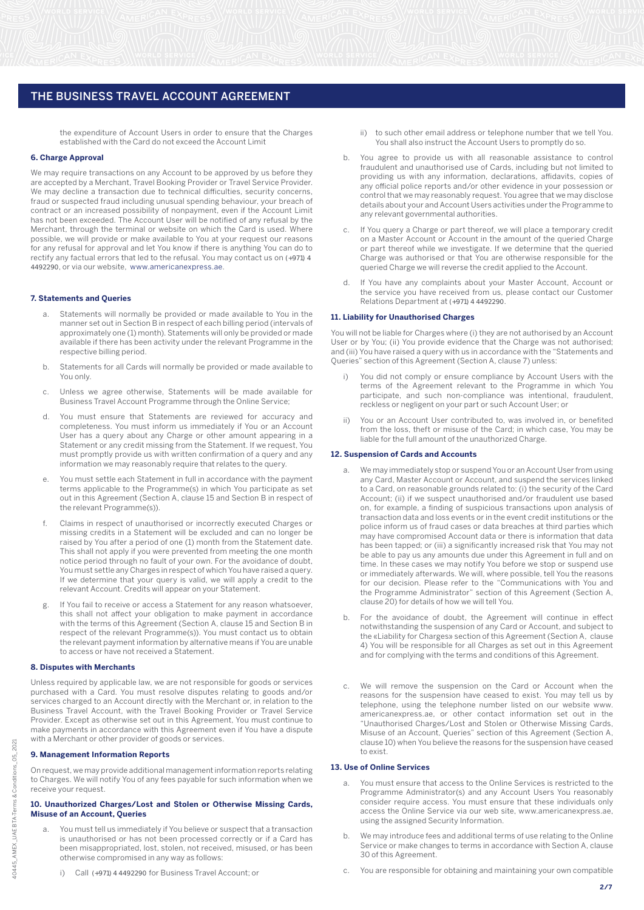the expenditure of Account Users in order to ensure that the Charges established with the Card do not exceed the Account Limit

#### 6. Charge Approval

We may require transactions on any Account to be approved by us before they are accepted by a Merchant, Travel Booking Provider or Travel Service Provider. We may decline a transaction due to technical difficulties, security concerns, fraud or suspected fraud including unusual spending behaviour, your breach of contract or an increased possibility of nonpayment, even if the Account Limit has not been exceeded. The Account User will be notified of any refusal by the Merchant, through the terminal or website on which the Card is used. Where possible, we will provide or make available to You at your request our reasons for any refusal for approval and let You know if there is anything You can do to rectify any factual errors that led to the refusal. You may contact us on (+971) 4 4492290, or via our website, www.americanexpress.ae.

#### 7. Statements and Queries

a. Statements will normally be provided or made available to You in the manner set out in Section B in respect of each billing period (intervals of approximately one (1) month). Statements will only be provided or made available if there has been activity under the relevant Programme in the respective billing period.

b. Statements for all Cards will normally be provided or made available to You only.

c. Unless we agree otherwise, Statements will be made available for Business Travel Account Programme through the Online Service;

d. You must ensure that Statements are reviewed for accuracy and completeness. You must inform us immediately if You or an Account User has a query about any Charge or other amount appearing in a Statement or any credit missing from the Statement. If we request, You must promptly provide us with written confirmation of a query and any information we may reasonably require that relates to the query.

e. You must settle each Statement in full in accordance with the payment terms applicable to the Programme(s) in which You participate as set out in this Agreement (Section A, clause 15 and Section B in respect of the relevant Programme(s)).

f. Claims in respect of unauthorised or incorrectly executed Charges or missing credits in a Statement will be excluded and can no longer be raised by You after a period of one (1) month from the Statement date. This shall not apply if you were prevented from meeting the one month notice period through no fault of your own. For the avoidance of doubt, You must settle any Charges in respect of which You have raised a query. If we determine that your query is valid, we will apply a credit to the relevant Account. Credits will appear on your Statement.

g. If You fail to receive or access a Statement for any reason whatsoever, this shall not affect your obligation to make payment in accordance with the terms of this Agreement (Section A, clause 15 and Section B in respect of the relevant Programme(s)). You must contact us to obtain the relevant payment information by alternative means if You are unable to access or have not received a Statement.

#### 8. Disputes with Merchants

Unless required by applicable law, we are not responsible for goods or services purchased with a Card. You must resolve disputes relating to goods and/or services charged to an Account directly with the Merchant or, in relation to the Business Travel Account, with the Travel Booking Provider or Travel Service Provider. Except as otherwise set out in this Agreement, You must continue to make payments in accordance with this Agreement even if You have a dispute with a Merchant or other provider of goods or services.

#### 9. Management Information Reports

On request, we may provide additional management information reports relating to Charges. We will notify You of any fees payable for such information when we receive your request.

#### 10. Unauthorized Charges/Lost and Stolen or Otherwise Missing Cards, Misuse of an Account, Queries

a. You must tell us immediately if You believe or suspect that a transaction is unauthorised or has not been processed correctly or if a Card has been misappropriated, lost, stolen, not received, misused, or has been otherwise compromised in any way as follows:

   i) Call (+971) 4 4492290 for Business Travel Account; or

   ii) to such other email address or telephone number that we tell You. You shall also instruct the Account Users to promptly do so.

b. You agree to provide us with all reasonable assistance to control fraudulent and unauthorised use of Cards, including but not limited to providing us with any information, declarations, affidavits, copies of any official police reports and/or other evidence in your possession or control that we may reasonably request. You agree that we may disclose details about your and Account Users activities under the Programme to any relevant governmental authorities.

c. If You query a Charge or part thereof, we will place a temporary credit on a Master Account or Account in the amount of the queried Charge or part thereof while we investigate. If we determine that the queried Charge was authorised or that You are otherwise responsible for the queried Charge we will reverse the credit applied to the Account.

d. If You have any complaints about your Master Account, Account or the service you have received from us, please contact our Customer Relations Department at (+971) 4 4492290.

#### 11. Liability for Unauthorised Charges

You will not be liable for Charges where (i) they are not authorised by an Account User or by You; (ii) You provide evidence that the Charge was not authorised; and (iii) You have raised a query with us in accordance with the "Statements and Queries" section of this Agreement (Section A, clause 7) unless:

i) You did not comply or ensure compliance by Account Users with the terms of the Agreement relevant to the Programme in which You participate, and such non-compliance was intentional, fraudulent, reckless or negligent on your part or such Account User; or

ii) You or an Account User contributed to, was involved in, or benefited from the loss, theft or misuse of the Card; in which case, You may be liable for the full amount of the unauthorized Charge.

#### 12. Suspension of Cards and Accounts

a. We may immediately stop or suspend You or an Account User from using any Card, Master Account or Account, and suspend the services linked to a Card, on reasonable grounds related to: (i) the security of the Card Account; (ii) if we suspect unauthorised and/or fraudulent use based on, for example, a finding of suspicious transactions upon analysis of transaction data and loss events or in the event credit institutions or the police inform us of fraud cases or data breaches at third parties which may have compromised Account data or there is information that data has been tapped; or (iii) a significantly increased risk that You may not be able to pay us any amounts due under this Agreement in full and on time. In these cases we may notify You before we stop or suspend use or immediately afterwards. We will, where possible, tell You the reasons for our decision. Please refer to the "Communications with You and the Programme Administrator" section of this Agreement (Section A, clause 20) for details of how we will tell You.

b. For the avoidance of doubt, the Agreement will continue in effect notwithstanding the suspension of any Card or Account, and subject to the «Liability for Charges» section of this Agreement (Section A, clause 4) You will be responsible for all Charges as set out in this Agreement and for complying with the terms and conditions of this Agreement.

c. We will remove the suspension on the Card or Account when the reasons for the suspension have ceased to exist. You may tell us by telephone, using the telephone number listed on our website www.americanexpress.ae, or other contact information set out in the "Unauthorised Charges/Lost and Stolen or Otherwise Missing Cards, Misuse of an Account, Queries" section of this Agreement (Section A, clause 10) when You believe the reasons for the suspension have ceased to exist.

#### 13. Use of Online Services

a. You must ensure that access to the Online Services is restricted to the Programme Administrator(s) and any Account Users You reasonably consider require access. You must ensure that these individuals only access the Online Service via our web site, www.americanexpress.ae, using the assigned Security Information.

b. We may introduce fees and additional terms of use relating to the Online Service or make changes to terms in accordance with Section A, clause 30 of this Agreement.

c. You are responsible for obtaining and maintaining your own compatible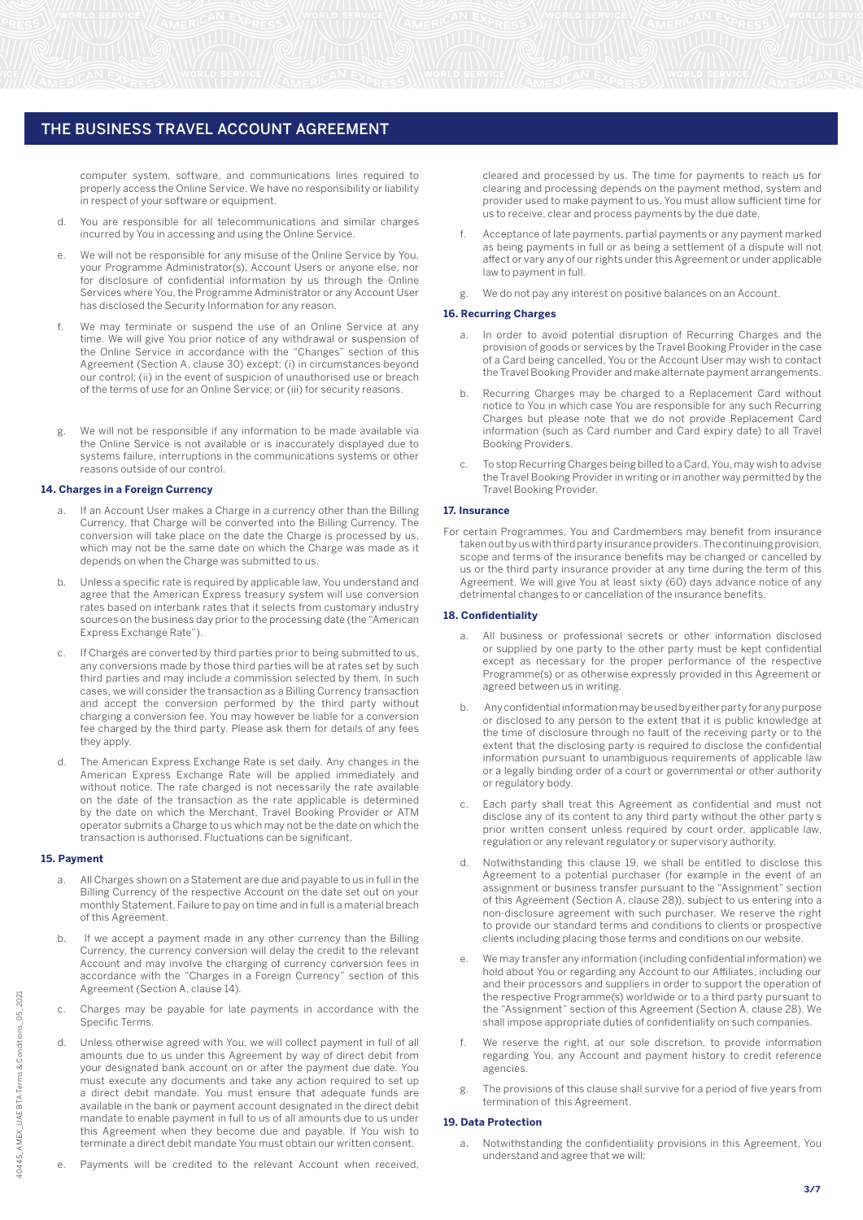computer system, software, and communications lines required to properly access the Online Service. We have no responsibility or liability in respect of your software or equipment.

d. You are responsible for all telecommunications and similar charges incurred by You in accessing and using the Online Service.

e. We will not be responsible for any misuse of the Online Service by You, your Programme Administrator(s), Account Users or anyone else, nor for disclosure of confidential information by us through the Online Services where You, the Programme Administrator or any Account User has disclosed the Security Information for any reason.

f. We may terminate or suspend the use of an Online Service at any time. We will give You prior notice of any withdrawal or suspension of the Online Service in accordance with the "Changes" section of this Agreement (Section A, clause 30) except: (i) in circumstances beyond our control; (ii) in the event of suspicion of unauthorised use or breach of the terms of use for an Online Service; or (iii) for security reasons.

g. We will not be responsible if any information to be made available via the Online Service is not available or is inaccurately displayed due to systems failure, interruptions in the communications systems or other reasons outside of our control.

### 14. Charges in a Foreign Currency

a. If an Account User makes a Charge in a currency other than the Billing Currency, that Charge will be converted into the Billing Currency. The conversion will take place on the date the Charge is processed by us, which may not be the same date on which the Charge was made as it depends on when the Charge was submitted to us.

b. Unless a specific rate is required by applicable law, You understand and agree that the American Express treasury system will use conversion rates based on interbank rates that it selects from customary industry sources on the business day prior to the processing date (the "American Express Exchange Rate").

c. If Charges are converted by third parties prior to being submitted to us, any conversions made by those third parties will be at rates set by such third parties and may include a commission selected by them. In such cases, we will consider the transaction as a Billing Currency transaction and accept the conversion performed by the third party without charging a conversion fee. You may however be liable for a conversion fee charged by the third party. Please ask them for details of any fees they apply.

d. The American Express Exchange Rate is set daily. Any changes in the American Express Exchange Rate will be applied immediately and without notice. The rate charged is not necessarily the rate available on the date of the transaction as the rate applicable is determined by the date on which the Merchant, Travel Booking Provider or ATM operator submits a Charge to us which may not be the date on which the transaction is authorised. Fluctuations can be significant.

### 15. Payment

a. All Charges shown on a Statement are due and payable to us in full in the Billing Currency of the respective Account on the date set out on your monthly Statement. Failure to pay on time and in full is a material breach of this Agreement.

b. If we accept a payment made in any other currency than the Billing Currency, the currency conversion will delay the credit to the relevant Account and may involve the charging of currency conversion fees in accordance with the "Charges in a Foreign Currency" section of this Agreement (Section A, clause 14).

c. Charges may be payable for late payments in accordance with the Specific Terms.

d. Unless otherwise agreed with You, we will collect payment in full of all amounts due to us under this Agreement by way of direct debit from your designated bank account on or after the payment due date. You must execute any documents and take any action required to set up a direct debit mandate. You must ensure that adequate funds are available in the bank or payment account designated in the direct debit mandate to enable payment in full to us of all amounts due to us under this Agreement when they become due and payable. If You wish to terminate a direct debit mandate You must obtain our written consent.

e. Payments will be credited to the relevant Account when received, cleared and processed by us. The time for payments to reach us for clearing and processing depends on the payment method, system and provider used to make payment to us. You must allow sufficient time for us to receive, clear and process payments by the due date.

f. Acceptance of late payments, partial payments or any payment marked as being payments in full or as being a settlement of a dispute will not affect or vary any of our rights under this Agreement or under applicable law to payment in full.

g. We do not pay any interest on positive balances on an Account.

### 16. Recurring Charges

a. In order to avoid potential disruption of Recurring Charges and the provision of goods or services by the Travel Booking Provider in the case of a Card being cancelled, You or the Account User may wish to contact the Travel Booking Provider and make alternate payment arrangements.

b. Recurring Charges may be charged to a Replacement Card without notice to You in which case You are responsible for any such Recurring Charges but please note that we do not provide Replacement Card information (such as Card number and Card expiry date) to all Travel Booking Providers.

c. To stop Recurring Charges being billed to a Card, You, may wish to advise the Travel Booking Provider in writing or in another way permitted by the Travel Booking Provider.

### 17. Insurance

For certain Programmes, You and Cardmembers may benefit from insurance taken out by us with third party insurance providers. The continuing provision, scope and terms of the insurance benefits may be changed or cancelled by us or the third party insurance provider at any time during the term of this Agreement. We will give You at least sixty (60) days advance notice of any detrimental changes to or cancellation of the insurance benefits.

### 18. Confidentiality

a. All business or professional secrets or other information disclosed or supplied by one party to the other party must be kept confidential except as necessary for the proper performance of the respective Programme(s) or as otherwise expressly provided in this Agreement or agreed between us in writing.

b. Any confidential information may be used by either party for any purpose or disclosed to any person to the extent that it is public knowledge at the time of disclosure through no fault of the receiving party or to the extent that the disclosing party is required to disclose the confidential information pursuant to unambiguous requirements of applicable law or a legally binding order of a court or governmental or other authority or regulatory body.

c. Each party shall treat this Agreement as confidential and must not disclose any of its content to any third party without the other party s prior written consent unless required by court order, applicable law, regulation or any relevant regulatory or supervisory authority.

d. Notwithstanding this clause 19, we shall be entitled to disclose this Agreement to a potential purchaser (for example in the event of an assignment or business transfer pursuant to the "Assignment" section of this Agreement (Section A, clause 28)), subject to us entering into a non-disclosure agreement with such purchaser. We reserve the right to provide our standard terms and conditions to clients or prospective clients including placing those terms and conditions on our website.

e. We may transfer any information (including confidential information) we hold about You or regarding any Account to our Affiliates, including our and their processors and suppliers in order to support the operation of the respective Programme(s) worldwide or to a third party pursuant to the "Assignment" section of this Agreement (Section A, clause 28). We shall impose appropriate duties of confidentiality on such companies.

f. We reserve the right, at our sole discretion, to provide information regarding You, any Account and payment history to credit reference agencies.

g. The provisions of this clause shall survive for a period of five years from termination of this Agreement.

### 19. Data Protection

a. Notwithstanding the confidentiality provisions in this Agreement, You understand and agree that we will: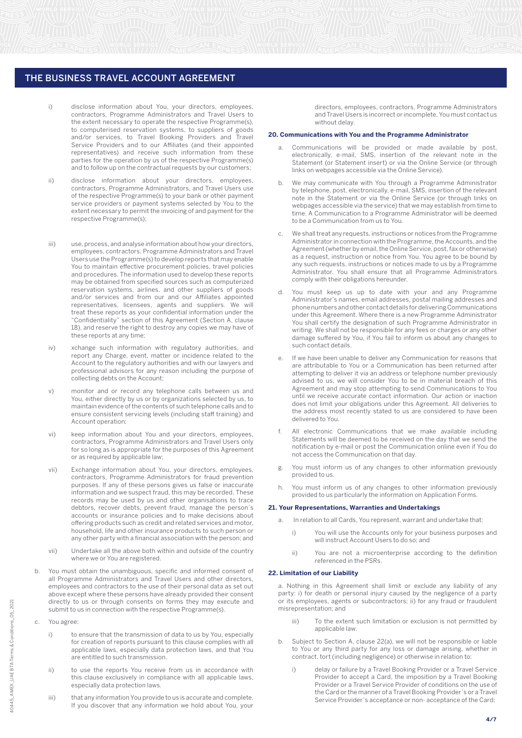## THE BUSINESS TRAVEL ACCOUNT AGREEMENT

i) disclose information about You, your directors, employees, contractors, Programme Administrators and Travel Users to the extent necessary to operate the respective Programme(s), to computerised reservation systems, to suppliers of goods and/or services, to Travel Booking Providers and Travel Service Providers and to our Affiliates (and their appointed representatives) and receive such information from these parties for the operation by us of the respective Programme(s) and to follow up on the contractual requests by our customers;

ii) disclose information about your directors, employees, contractors, Programme Administrators, and Travel Users use of the respective Programme(s) to your bank or other payment service providers or payment systems selected by You to the extent necessary to permit the invoicing of and payment for the respective Programme(s);

iii) use, process, and analyse information about how your directors, employees, contractors, Programme Administrators and Travel Users use the Programme(s) to develop reports that may enable You to maintain effective procurement policies, travel policies and procedures. The information used to develop these reports may be obtained from specified sources such as computerized reservation systems, airlines, and other suppliers of goods and/or services and from our and our Affiliates appointed representatives, licensees, agents and suppliers. We will treat these reports as your confidential information under the "Confidentiality" section of this Agreement (Section A, clause 18), and reserve the right to destroy any copies we may have of these reports at any time;

iv) xchange such information with regulatory authorities, and report any Charge, event, matter or incidence related to the Account to the regulatory authorities and with our lawyers and professional advisors for any reason including the purpose of collecting debts on the Account;

v) monitor and or record any telephone calls between us and You, either directly by us or by organizations selected by us, to maintain evidence of the contents of such telephone calls and to ensure consistent servicing levels (including staff training) and Account operation;

vi) keep information about You and your directors, employees, contractors, Programme Administrators and Travel Users only for so long as is appropriate for the purposes of this Agreement or as required by applicable law;

vii) Exchange information about You, your directors, employees, contractors, Programme Administrators for fraud prevention purposes. If any of these persons gives us false or inaccurate information and we suspect fraud, this may be recorded. These records may be used by us and other organisations to trace debtors, recover debts, prevent fraud, manage the person´s accounts or insurance policies and to make decisions about offering products such as credit and related services and motor, household, life and other insurance products to such person or any other party with a financial association with the person; and

vii) Undertake all the above both within and outside of the country where we or You are registered.

b. You must obtain the unambiguous, specific and informed consent of all Programme Administrators and Travel Users and other directors, employees and contractors to the use of their personal data as set out above except where these persons have already provided their consent directly to us or through consents on forms they may execute and submit to us in connection with the respective Programme(s).

c. You agree:

i) to ensure that the transmission of data to us by You, especially for creation of reports pursuant to this clause complies with all applicable laws, especially data protection laws, and that You are entitled to such transmission.

ii) to use the reports You receive from us in accordance with this clause exclusively in compliance with all applicable laws, especially data protection laws.

iii) that any information You provide to us is accurate and complete. If you discover that any information we hold about You, your directors, employees, contractors, Programme Administrators and Travel Users is incorrect or incomplete, You must contact us without delay.

### 20. Communications with You and the Programme Administrator

a. Communications will be provided or made available by post, electronically, e-mail, SMS, insertion of the relevant note in the Statement (or Statement insert) or via the Online Service (or through links on webpages accessible via the Online Service).

b. We may communicate with You through a Programme Administrator by telephone, post, electronically, e-mail, SMS, insertion of the relevant note in the Statement or via the Online Service (or through links on webpages accessible via the service) that we may establish from time to time. A Communication to a Programme Administrator will be deemed to be a Communication from us to You.

c. We shall treat any requests, instructions or notices from the Programme Administrator in connection with the Programme, the Accounts, and the Agreement (whether by email, the Online Service, post, fax or otherwise) as a request, instruction or notice from You. You agree to be bound by any such requests, instructions or notices made to us by a Programme Administrator. You shall ensure that all Programme Administrators comply with their obligations hereunder.

d. You must keep us up to date with your and any Programme Administrator's names, email addresses, postal mailing addresses and phone numbers and other contact details for delivering Communications under this Agreement. Where there is a new Programme Administrator You shall certify the designation of such Programme Administrator in writing. We shall not be responsible for any fees or charges or any other damage suffered by You, if You fail to inform us about any changes to such contact details.

e. If we have been unable to deliver any Communication for reasons that are attributable to You or a Communication has been returned after attempting to deliver it via an address or telephone number previously advised to us, we will consider You to be in material breach of this Agreement and may stop attempting to send Communications to You until we receive accurate contact information. Our action or inaction does not limit your obligations under this Agreement. All deliveries to the address most recently stated to us are considered to have been delivered to You.

f. All electronic Communications that we make available including Statements will be deemed to be received on the day that we send the notification by e-mail or post the Communication online even if You do not access the Communication on that day.

g. You must inform us of any changes to other information previously provided to us.

h. You must inform us of any changes to other information previously provided to us particularly the information on Application Forms.

### 21. Your Representations, Warranties and Undertakings

a. In relation to all Cards, You represent, warrant and undertake that:

i) You will use the Accounts only for your business purposes and will instruct Account Users to do so; and

ii) You are not a microenterprise according to the definition referenced in the PSRs.

### 22. Limitation of our Liability

a. Nothing in this Agreement shall limit or exclude any liability of any party: i) for death or personal injury caused by the negligence of a party or its employees, agents or subcontractors; ii) for any fraud or fraudulent misrepresentation; and

iii) To the extent such limitation or exclusion is not permitted by applicable law.

b. Subject to Section A, clause 22(a), we will not be responsible or liable to You or any third party for any loss or damage arising, whether in contract, tort (including negligence) or otherwise in relation to:

i) delay or failure by a Travel Booking Provider or a Travel Service Provider to accept a Card, the imposition by a Travel Booking Provider or a Travel Service Provider of conditions on the use of the Card or the manner of a Travel Booking Provider´s or a Travel Service Provider´s acceptance or non- acceptance of the Card;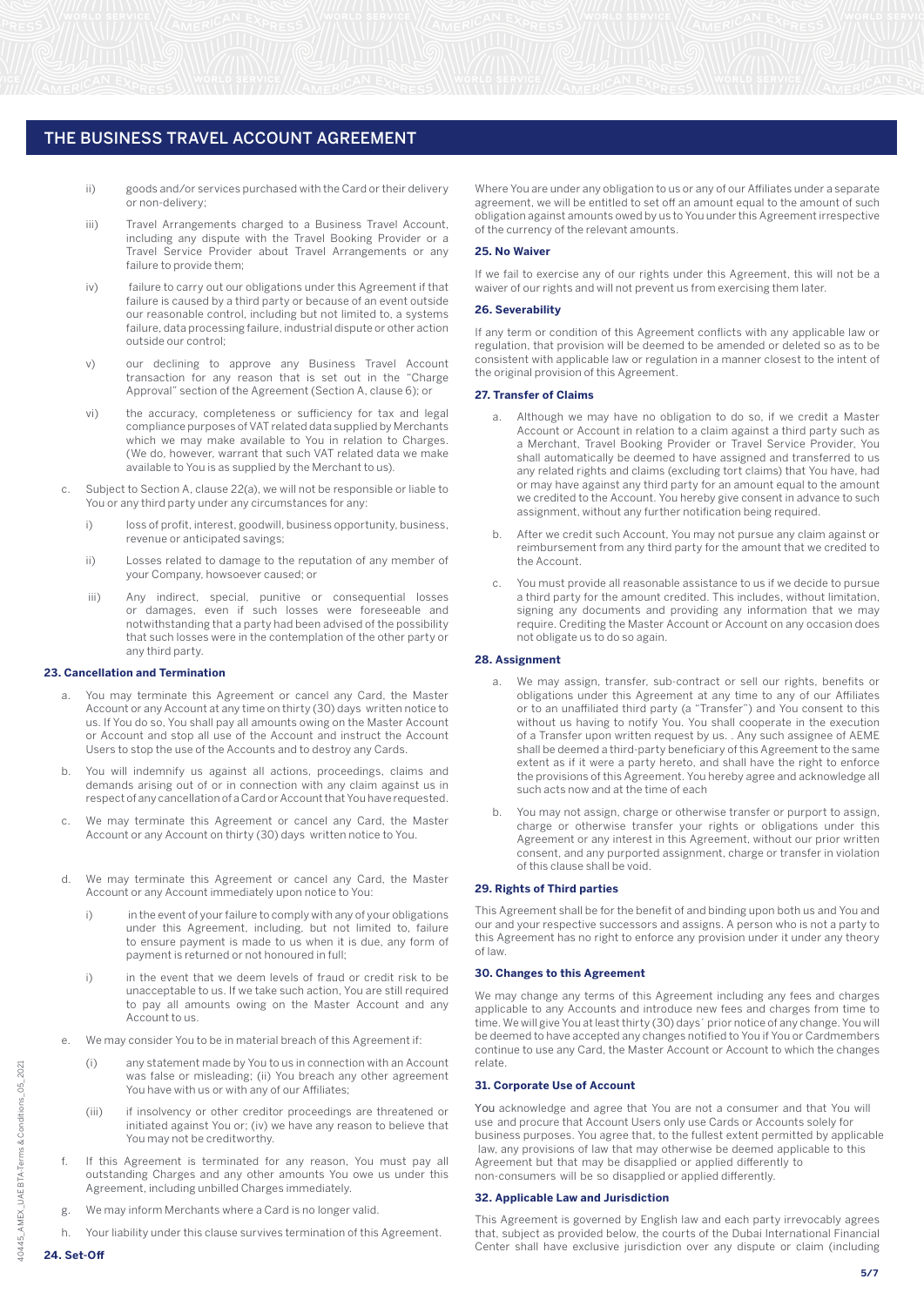ii) goods and/or services purchased with the Card or their delivery or non-delivery;

iii) Travel Arrangements charged to a Business Travel Account, including any dispute with the Travel Booking Provider or a Travel Service Provider about Travel Arrangements or any failure to provide them;

iv) failure to carry out our obligations under this Agreement if that failure is caused by a third party or because of an event outside our reasonable control, including but not limited to, a systems failure, data processing failure, industrial dispute or other action outside our control;

v) our declining to approve any Business Travel Account transaction for any reason that is set out in the "Charge Approval" section of the Agreement (Section A, clause 6); or

vi) the accuracy, completeness or sufficiency for tax and legal compliance purposes of VAT related data supplied by Merchants which we may make available to You in relation to Charges. (We do, however, warrant that such VAT related data we make available to You is as supplied by the Merchant to us).

c. Subject to Section A, clause 22(a), we will not be responsible or liable to You or any third party under any circumstances for any:

i) loss of profit, interest, goodwill, business opportunity, business, revenue or anticipated savings;

ii) Losses related to damage to the reputation of any member of your Company, howsoever caused; or

iii) Any indirect, special, punitive or consequential losses or damages, even if such losses were foreseeable and notwithstanding that a party had been advised of the possibility that such losses were in the contemplation of the other party or any third party.

**23. Cancellation and Termination**

a. You may terminate this Agreement or cancel any Card, the Master Account or any Account at any time on thirty (30) days written notice to us. If You do so, You shall pay all amounts owing on the Master Account or Account and stop all use of the Account and instruct the Account Users to stop the use of the Accounts and to destroy any Cards.

b. You will indemnify us against all actions, proceedings, claims and demands arising out of or in connection with any claim against us in respect of any cancellation of a Card or Account that You have requested.

c. We may terminate this Agreement or cancel any Card, the Master Account or any Account on thirty (30) days written notice to You.

d. We may terminate this Agreement or cancel any Card, the Master Account or any Account immediately upon notice to You:

i) in the event of your failure to comply with any of your obligations under this Agreement, including, but not limited to, failure to ensure payment is made to us when it is due, any form of payment is returned or not honoured in full;

i) in the event that we deem levels of fraud or credit risk to be unacceptable to us. If we take such action, You are still required to pay all amounts owing on the Master Account and any Account to us.

e. We may consider You to be in material breach of this Agreement if:

(i) any statement made by You to us in connection with an Account was false or misleading; (ii) You breach any other agreement You have with us or with any of our Affiliates;

(iii) if insolvency or other creditor proceedings are threatened or initiated against You or; (iv) we have any reason to believe that You may not be creditworthy.

f. If this Agreement is terminated for any reason, You must pay all outstanding Charges and any other amounts You owe us under this Agreement, including unbilled Charges immediately.

g. We may inform Merchants where a Card is no longer valid.

h. Your liability under this clause survives termination of this Agreement.

**24. Set-Off**

Where You are under any obligation to us or any of our Affiliates under a separate agreement, we will be entitled to set off an amount equal to the amount of such obligation against amounts owed by us to You under this Agreement irrespective of the currency of the relevant amounts.

**25. No Waiver**

If we fail to exercise any of our rights under this Agreement, this will not be a waiver of our rights and will not prevent us from exercising them later.

**26. Severability**

If any term or condition of this Agreement conflicts with any applicable law or regulation, that provision will be deemed to be amended or deleted so as to be consistent with applicable law or regulation in a manner closest to the intent of the original provision of this Agreement.

**27. Transfer of Claims**

a. Although we may have no obligation to do so, if we credit a Master Account or Account in relation to a claim against a third party such as a Merchant, Travel Booking Provider or Travel Service Provider, You shall automatically be deemed to have assigned and transferred to us any related rights and claims (excluding tort claims) that You have, had or may have against any third party for an amount equal to the amount we credited to the Account. You hereby give consent in advance to such assignment, without any further notification being required.

b. After we credit such Account, You may not pursue any claim against or reimbursement from any third party for the amount that we credited to the Account.

c. You must provide all reasonable assistance to us if we decide to pursue a third party for the amount credited. This includes, without limitation, signing any documents and providing any information that we may require. Crediting the Master Account or Account on any occasion does not obligate us to do so again.

**28. Assignment**

a. We may assign, transfer, sub-contract or sell our rights, benefits or obligations under this Agreement at any time to any of our Affiliates or to an unaffiliated third party (a "Transfer") and You consent to this without us having to notify You. You shall cooperate in the execution of a Transfer upon written request by us. . Any such assignee of AEME shall be deemed a third-party beneficiary of this Agreement to the same extent as if it were a party hereto, and shall have the right to enforce the provisions of this Agreement. You hereby agree and acknowledge all such acts now and at the time of each

b. You may not assign, charge or otherwise transfer or purport to assign, charge or otherwise transfer your rights or obligations under this Agreement or any interest in this Agreement, without our prior written consent, and any purported assignment, charge or transfer in violation of this clause shall be void.

**29. Rights of Third parties**

This Agreement shall be for the benefit of and binding upon both us and You and our and your respective successors and assigns. A person who is not a party to this Agreement has no right to enforce any provision under it under any theory of law.

**30. Changes to this Agreement**

We may change any terms of this Agreement including any fees and charges applicable to any Accounts and introduce new fees and charges from time to time. We will give You at least thirty (30) days´ prior notice of any change. You will be deemed to have accepted any changes notified to You if You or Cardmembers continue to use any Card, the Master Account or Account to which the changes relate.

**31. Corporate Use of Account**

You acknowledge and agree that You are not a consumer and that You will use and procure that Account Users only use Cards or Accounts solely for business purposes. You agree that, to the fullest extent permitted by applicable law, any provisions of law that may otherwise be deemed applicable to this Agreement but that may be disapplied or applied differently to non-consumers will be so disapplied or applied differently.

**32. Applicable Law and Jurisdiction**

This Agreement is governed by English law and each party irrevocably agrees that, subject as provided below, the courts of the Dubai International Financial Center shall have exclusive jurisdiction over any dispute or claim (including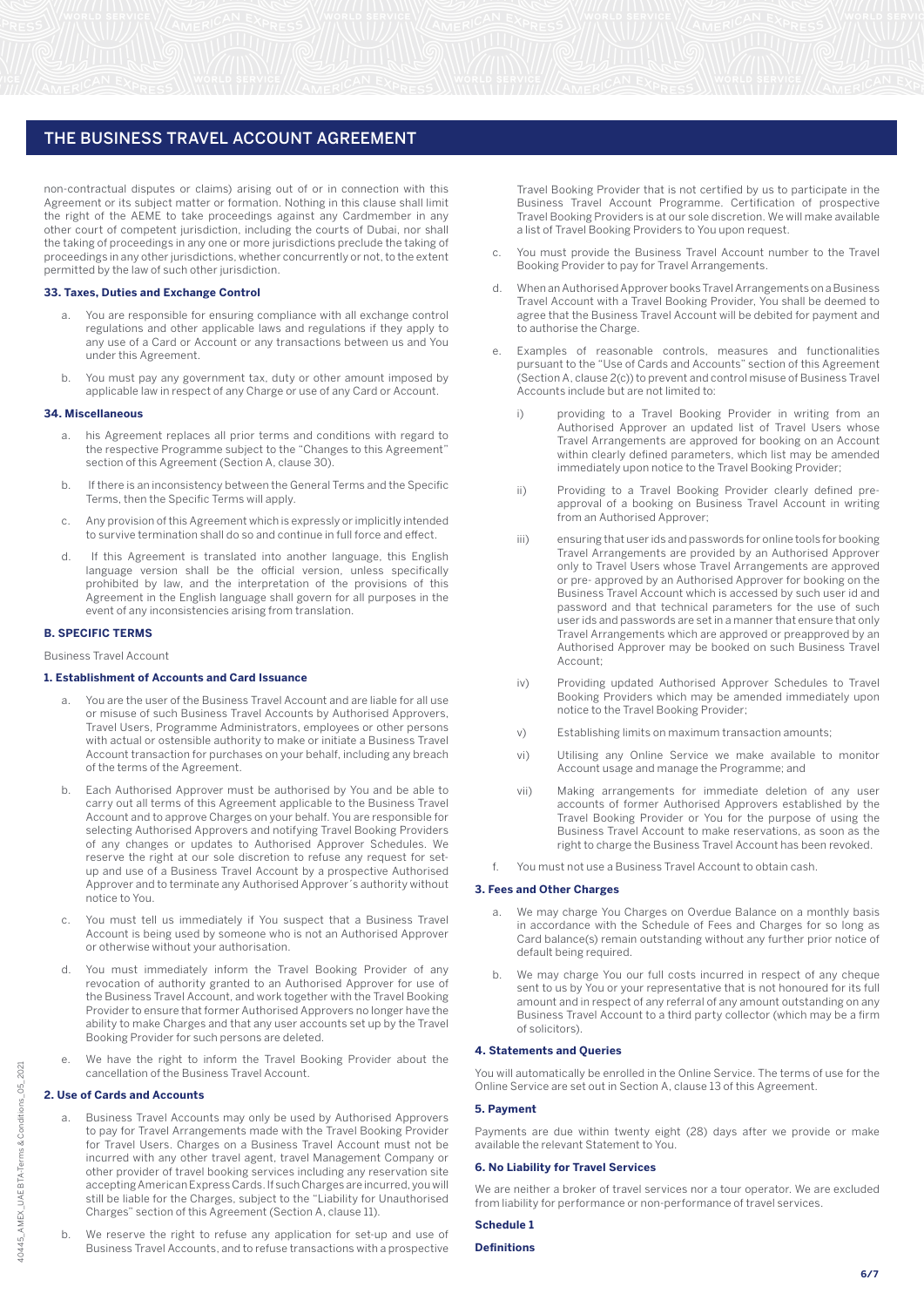non-contractual disputes or claims) arising out of or in connection with this Agreement or its subject matter or formation. Nothing in this clause shall limit the right of the AEME to take proceedings against any Cardmember in any other court of competent jurisdiction, including the courts of Dubai, nor shall the taking of proceedings in any one or more jurisdictions preclude the taking of proceedings in any other jurisdictions, whether concurrently or not, to the extent permitted by the law of such other jurisdiction.

**33. Taxes, Duties and Exchange Control**

a. You are responsible for ensuring compliance with all exchange control regulations and other applicable laws and regulations if they apply to any use of a Card or Account or any transactions between us and You under this Agreement.

b. You must pay any government tax, duty or other amount imposed by applicable law in respect of any Charge or use of any Card or Account.

**34. Miscellaneous**

a. his Agreement replaces all prior terms and conditions with regard to the respective Programme subject to the "Changes to this Agreement" section of this Agreement (Section A, clause 30).

b. If there is an inconsistency between the General Terms and the Specific Terms, then the Specific Terms will apply.

c. Any provision of this Agreement which is expressly or implicitly intended to survive termination shall do so and continue in full force and effect.

d. If this Agreement is translated into another language, this English language version shall be the official version, unless specifically prohibited by law, and the interpretation of the provisions of this Agreement in the English language shall govern for all purposes in the event of any inconsistencies arising from translation.

## B. SPECIFIC TERMS

Business Travel Account

**1. Establishment of Accounts and Card Issuance**

a. You are the user of the Business Travel Account and are liable for all use or misuse of such Business Travel Accounts by Authorised Approvers, Travel Users, Programme Administrators, employees or other persons with actual or ostensible authority to make or initiate a Business Travel Account transaction for purchases on your behalf, including any breach of the terms of the Agreement.

b. Each Authorised Approver must be authorised by You and be able to carry out all terms of this Agreement applicable to the Business Travel Account and to approve Charges on your behalf. You are responsible for selecting Authorised Approvers and notifying Travel Booking Providers of any changes or updates to Authorised Approver Schedules. We reserve the right at our sole discretion to refuse any request for set-up and use of a Business Travel Account by a prospective Authorised Approver and to terminate any Authorised Approver´s authority without notice to You.

c. You must tell us immediately if You suspect that a Business Travel Account is being used by someone who is not an Authorised Approver or otherwise without your authorisation.

d. You must immediately inform the Travel Booking Provider of any revocation of authority granted to an Authorised Approver for use of the Business Travel Account, and work together with the Travel Booking Provider to ensure that former Authorised Approvers no longer have the ability to make Charges and that any user accounts set up by the Travel Booking Provider for such persons are deleted.

e. We have the right to inform the Travel Booking Provider about the cancellation of the Business Travel Account.

**2. Use of Cards and Accounts**

a. Business Travel Accounts may only be used by Authorised Approvers to pay for Travel Arrangements made with the Travel Booking Provider for Travel Users. Charges on a Business Travel Account must not be incurred with any other travel agent, travel Management Company or other provider of travel booking services including any reservation site accepting American Express Cards. If such Charges are incurred, you will still be liable for the Charges, subject to the "Liability for Unauthorised Charges" section of this Agreement (Section A, clause 11).

b. We reserve the right to refuse any application for set-up and use of Business Travel Accounts, and to refuse transactions with a prospective Travel Booking Provider that is not certified by us to participate in the Business Travel Account Programme. Certification of prospective Travel Booking Providers is at our sole discretion. We will make available a list of Travel Booking Providers to You upon request.

c. You must provide the Business Travel Account number to the Travel Booking Provider to pay for Travel Arrangements.

d. When an Authorised Approver books Travel Arrangements on a Business Travel Account with a Travel Booking Provider, You shall be deemed to agree that the Business Travel Account will be debited for payment and to authorise the Charge.

e. Examples of reasonable controls, measures and functionalities pursuant to the "Use of Cards and Accounts" section of this Agreement (Section A, clause 2(c)) to prevent and control misuse of Business Travel Accounts include but are not limited to:

   i) providing to a Travel Booking Provider in writing from an Authorised Approver an updated list of Travel Users whose Travel Arrangements are approved for booking on an Account within clearly defined parameters, which list may be amended immediately upon notice to the Travel Booking Provider;

   ii) Providing to a Travel Booking Provider clearly defined pre-approval of a booking on Business Travel Account in writing from an Authorised Approver;

   iii) ensuring that user ids and passwords for online tools for booking Travel Arrangements are provided by an Authorised Approver only to Travel Users whose Travel Arrangements are approved or pre- approved by an Authorised Approver for booking on the Business Travel Account which is accessed by such user id and password and that technical parameters for the use of such user ids and passwords are set in a manner that ensure that only Travel Arrangements which are approved or preapproved by an Authorised Approver may be booked on such Business Travel Account;

   iv) Providing updated Authorised Approver Schedules to Travel Booking Providers which may be amended immediately upon notice to the Travel Booking Provider;

   v) Establishing limits on maximum transaction amounts;

   vi) Utilising any Online Service we make available to monitor Account usage and manage the Programme; and

   vii) Making arrangements for immediate deletion of any user accounts of former Authorised Approvers established by the Travel Booking Provider or You for the purpose of using the Business Travel Account to make reservations, as soon as the right to charge the Business Travel Account has been revoked.

f. You must not use a Business Travel Account to obtain cash.

**3. Fees and Other Charges**

a. We may charge You Charges on Overdue Balance on a monthly basis in accordance with the Schedule of Fees and Charges for so long as Card balance(s) remain outstanding without any further prior notice of default being required.

b. We may charge You our full costs incurred in respect of any cheque sent to us by You or your representative that is not honoured for its full amount and in respect of any referral of any amount outstanding on any Business Travel Account to a third party collector (which may be a firm of solicitors).

**4. Statements and Queries**

You will automatically be enrolled in the Online Service. The terms of use for the Online Service are set out in Section A, clause 13 of this Agreement.

**5. Payment**

Payments are due within twenty eight (28) days after we provide or make available the relevant Statement to You.

**6. No Liability for Travel Services**

We are neither a broker of travel services nor a tour operator. We are excluded from liability for performance or non-performance of travel services.

**Schedule 1**

**Definitions**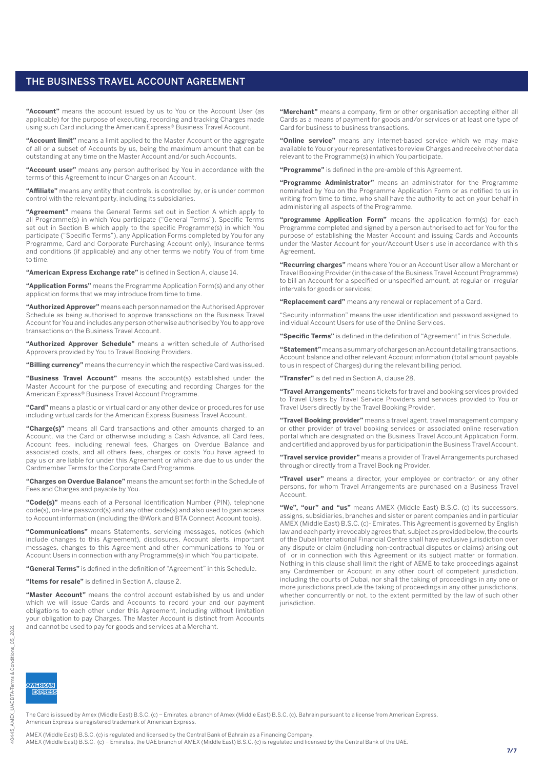## THE BUSINESS TRAVEL ACCOUNT AGREEMENT

**"Account"** means the account issued by us to You or the Account User (as applicable) for the purpose of executing, recording and tracking Charges made using such Card including the American Express® Business Travel Account.

**"Account limit"** means a limit applied to the Master Account or the aggregate of all or a subset of Accounts by us, being the maximum amount that can be outstanding at any time on the Master Account and/or such Accounts.

**"Account user"** means any person authorised by You in accordance with the terms of this Agreement to incur Charges on an Account.

**"Affiliate"** means any entity that controls, is controlled by, or is under common control with the relevant party, including its subsidiaries.

**"Agreement"** means the General Terms set out in Section A which apply to all Programme(s) in which You participate ("General Terms"), Specific Terms set out in Section B which apply to the specific Programme(s) in which You participate ("Specific Terms"), any Application Forms completed by You for any Programme, Card and Corporate Purchasing Account only), Insurance terms and conditions (if applicable) and any other terms we notify You of from time to time.

**"American Express Exchange rate"** is defined in Section A, clause 14.

**"Application Forms"** means the Programme Application Form(s) and any other application forms that we may introduce from time to time.

**"Authorized Approver"** means each person named on the Authorised Approver Schedule as being authorised to approve transactions on the Business Travel Account for You and includes any person otherwise authorised by You to approve transactions on the Business Travel Account.

**"Authorized Approver Schedule"** means a written schedule of Authorised Approvers provided by You to Travel Booking Providers.

**"Billing currency"** means the currency in which the respective Card was issued.

**"Business Travel Account"** means the account(s) established under the Master Account for the purpose of executing and recording Charges for the American Express® Business Travel Account Programme.

**"Card"** means a plastic or virtual card or any other device or procedures for use including virtual cards for the American Express Business Travel Account.

**"Charge(s)"** means all Card transactions and other amounts charged to an Account, via the Card or otherwise including a Cash Advance, all Card fees, Account fees, including renewal fees, Charges on Overdue Balance and associated costs, and all others fees, charges or costs You have agreed to pay us or are liable for under this Agreement or which are due to us under the Cardmember Terms for the Corporate Card Programme.

**"Charges on Overdue Balance"** means the amount set forth in the Schedule of Fees and Charges and payable by You.

**"Code(s)"** means each of a Personal Identification Number (PIN), telephone code(s), on-line password(s) and any other code(s) and also used to gain access to Account information (including the @Work and BTA Connect Account tools).

**"Communications"** means Statements, servicing messages, notices (which include changes to this Agreement), disclosures, Account alerts, important messages, changes to this Agreement and other communications to You or Account Users in connection with any Programme(s) in which You participate.

**"General Terms"** is defined in the definition of "Agreement" in this Schedule.

**"Items for resale"** is defined in Section A, clause 2.

**"Master Account"** means the control account established by us and under which we will issue Cards and Accounts to record your and our payment obligations to each other under this Agreement, including without limitation your obligation to pay Charges. The Master Account is distinct from Accounts and cannot be used to pay for goods and services at a Merchant.

**"Merchant"** means a company, firm or other organisation accepting either all Cards as a means of payment for goods and/or services or at least one type of Card for business to business transactions.

**"Online service"** means any internet-based service which we may make available to You or your representatives to review Charges and receive other data relevant to the Programme(s) in which You participate.

**"Programme"** is defined in the pre-amble of this Agreement.

**"Programme Administrator"** means an administrator for the Programme nominated by You on the Programme Application Form or as notified to us in writing from time to time, who shall have the authority to act on your behalf in administering all aspects of the Programme.

**"programme Application Form"** means the application form(s) for each Programme completed and signed by a person authorised to act for You for the purpose of establishing the Master Account and issuing Cards and Accounts under the Master Account for your/Account User s use in accordance with this Agreement.

**"Recurring charges"** means where You or an Account User allow a Merchant or Travel Booking Provider (in the case of the Business Travel Account Programme) to bill an Account for a specified or unspecified amount, at regular or irregular intervals for goods or services;

**"Replacement card"** means any renewal or replacement of a Card.

"Security information" means the user identification and password assigned to individual Account Users for use of the Online Services.

**"Specific Terms"** is defined in the definition of "Agreement" in this Schedule.

**"Statement"** means a summary of charges on an Account detailing transactions, Account balance and other relevant Account information (total amount payable to us in respect of Charges) during the relevant billing period.

**"Transfer"** is defined in Section A, clause 28.

**"Travel Arrangements"** means tickets for travel and booking services provided to Travel Users by Travel Service Providers and services provided to You or Travel Users directly by the Travel Booking Provider.

**"Travel Booking provider"** means a travel agent, travel management company or other provider of travel booking services or associated online reservation portal which are designated on the Business Travel Account Application Form, and certified and approved by us for participation in the Business Travel Account.

**"Travel service provider"** means a provider of Travel Arrangements purchased through or directly from a Travel Booking Provider.

**"Travel user"** means a director, your employee or contractor, or any other persons, for whom Travel Arrangements are purchased on a Business Travel Account.

**"We", "our" and "us"** means AMEX (Middle East) B.S.C. (c) its successors, assigns, subsidiaries, branches and sister or parent companies and in particular AMEX (Middle East) B.S.C. (c)- Emirates. This Agreement is governed by English law and each party irrevocably agrees that, subject as provided below, the courts of the Dubai International Financial Centre shall have exclusive jurisdiction over any dispute or claim (including non-contractual disputes or claims) arising out of or in connection with this Agreement or its subject matter or formation. Nothing in this clause shall limit the right of AEME to take proceedings against any Cardmember or Account in any other court of competent jurisdiction, including the courts of Dubai, nor shall the taking of proceedings in any one or more jurisdictions preclude the taking of proceedings in any other jurisdictions, whether concurrently or not, to the extent permitted by the law of such other jurisdiction.

The Card is issued by Amex (Middle East) B.S.C. (c) – Emirates, a branch of Amex (Middle East) B.S.C. (c), Bahrain pursuant to a license from American Express. American Express is a registered trademark of American Express.

AMEX (Middle East) B.S.C. (c) is regulated and licensed by the Central Bank of Bahrain as a Financing Company.
AMEX (Middle East) B.S.C. (c) – Emirates, the UAE branch of AMEX (Middle East) B.S.C. (c) is regulated and licensed by the Central Bank of the UAE.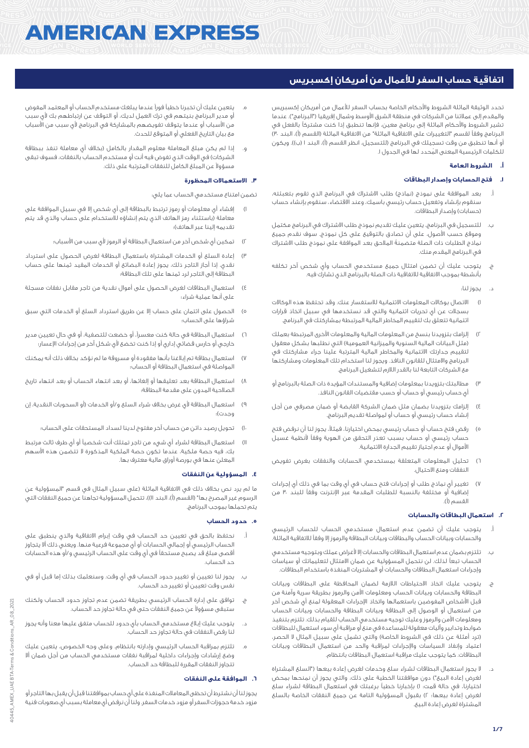# AMERICAN EXPRESS

## اتفاقية حساب السفر للأعمال من أمريكان إكسبريس

تحدد الوثيقة الماثلة الشروط والأحكام الخاصة بحساب السفر للأعمال من أمريكان إكسبريس والمقدم إلى عملائنا من الشركات في منطقة الشرق الأوسط وشمال إفريقيا ("البرنامج"). عندما تشير الشروط والأحكام الماثلة إلى برنامج معين، فإنها تنطبق إذا كنت مشتركاً بالفعل في البرنامج وفقاً لقسم "التغييرات على الاتفاقية الماثلة" من الاتفاقية الماثلة (القسم (أ)، البند ٣٠) أو أنها تنطبق من وقت تسجيلك في البرنامج (للتسجيل، انظر القسم (أ)، البند ١ (ب)). ويكون للكلمات الرئيسية المعنى المُحدد لها في الجدول ا.

### أ. الشروط العامة

#### ١. فتح الحسابات وإصدار البطاقات

أ. بعد الموافقة على نموذج (نماذج) طلب الاشتراك في البرنامج الذي تقوم بتعبئته، سنقوم بإنشاء وتفعيل حساب رئيسي باسمك، وعند الاقتضاء، سنقوم بإنشاء حساب (حسابات) وإصدار البطاقات.

ب. للتسجيل في البرنامج، يتعين عليك تقديم نموذج طلب الاشتراك في البرنامج مكتمل وموقع حسب الأصول، على أن تصادق بالتوقيع على كل نموذج. سوف تقدم جميع نماذج الطلبات ذات الصلة متضمنةً الملاحق بعد الموافقة على نموذج طلب الاشتراك في البرنامج المقدم منك.

ج. يتوجب عليك أن تضمن امتثال جميع مستخدمي الحساب وأي شخص آخر تكلفه بأنشطة بموجب الاتفاقية للاتفاقية ذات الصلة بالبرنامج الذي تشارك فيه.

د. يجوز لنا:

١) الاتصال بوكالات المعلومات الائتمانية للاستفسار عنك، وقد تحتفظ هذه الوكالات بسجلات عن أي تحريات ائتمانية والتي قد نستخدمها في سبيل اتخاذ قرارات ائتمانية تتعلق بك لتقييم المخاطر المالية المرتبطة بمشاركتك في البرنامج.

٢) إلزامك بتزويدنا بنسخ من المعلومات المالية والمعلومات الأخرى المرتبطة بعملك (مثل البيانات المالية السنوية والميزانية العمومية) التي نطلبها بشكل معقول لتقييم جدارتك الائتمانية والمخاطر المالية المترتبة علينا جراء مشاركتك في البرنامج والامتثال للقانون النافذ. ويجوز لنا استخدام تلك المعلومات ومشاركتها مع الشركات التابعة لنا بالقدر اللازم لتشغيل البرنامج.

٣) مطالبتك بتزويدنا بمعلومات إضافية والمستندات المؤيدة ذات الصلة بالبرنامج أو أي حساب رئيسي أو حساب أو حسب مقتضيات القانون النافذ.

٤) إلزامك بتزويدنا بضمان مثل ضمان الشركة القابضة أو ضمان مصرفي من أجل إنشاء حساب رئيسي أو حساب أو لمواصلة تقديم البرنامج.

٥) رفض فتح حساب أو حساب رئيسي بمحض اختيارنا، فمثلاً، يجوز لنا أن نرفض فتح حساب رئيسي أو حساب بسبب تعذر التحقق من الهوية وفقاً لأنظمة غسيل الأموال أو عدم اجتياز تقييم الجدارة الائتمانية.

٦) تحليل المعلومات المتعلقة بمستخدمي الحسابات والنفقات بغرض تفويض النفقات ومنع الاحتيال.

٧) تغيير أي نماذج طلب أو إجراءات فتح حساب في أي وقت بما في ذلك أي إجراءات إضافية أو مختلفة بالنسبة للطلبات المقدمة عبر الإنترنت وفقاً للبند ٣٠ من القسم (أ).

#### ٢. استعمال البطاقات والحسابات

أ. يتوجب عليك أن تضمن عدم استعمال مستخدمي الحساب للحساب الرئيسي والحسابات وبيانات الحساب والبطاقات وبيانات البطاقة والرموز إلا وفقاً للاتفاقية الماثلة.

ب. تلتزم بضمان عدم استعمال البطاقات والحسابات إلا لأغراض عملك وبتوجيه مستخدمي الحساب تبعاً لذلك. لن نتحمل المسؤولية عن ضمان الامتثال لتعليماتك أو سياسات وإجراءات استعمال البطاقات والحسابات أو المشتريات المنفذة باستخدام البطاقات.

ج. يتوجب عليك اتخاذ الاحتياطات اللازمة لضمان المحافظة على البطاقات وبيانات البطاقة والحسابات وبيانات الحساب ومعلومات الأمن والرموز بطريقة سرية وآمنة من قبل الأشخاص المفوضين باستعمالها واتخاذ الإجراءات المعقولة لمنع أي شخص آخر من استعمال أو الوصول إلى البطاقة وبيانات البطاقة والحسابات وبيانات الحساب ومعلومات الأمن والرموز وعليك توجيه مستخدمي الحساب للقيام بذلك. تلتزم بتنفيذ ضوابط وتدابير وآليات معقولة للمساعدة في منع أو مراقبة أي سوء استعمال للبطاقات (ترد أمثلة عن ذلك في الشروط الخاصة) والتي تشمل على سبيل المثال لا الحصر، اعتماد وإنفاذ السياسات والإجراءات لمراقبة والحد من استعمال البطاقات وبيانات البطاقات. كما يتوجب عليك مراقبة استعمال البطاقات بانتظام.

د. لا يجوز استعمال البطاقات لشراء سلع وخدمات لغرض إعادة بيعها ("السلع المشتراة لغرض إعادة البيع") دون موافقتنا الخطية على ذلك، والتي يجوز لنا أن نمنحها بمحض اختيارنا. في حالة قمت: ١) بإخبارنا خطياً برغبتك في استعمال البطاقة لشراء سلع لغرض إعادة بيعها؛ ٢) بقبول المسؤولية التامة عن جميع النفقات الخاصة بالسلع المشتراة لغرض إعادة البيع.

هـ. يتعين عليك أن تخبرنا خطياً فوراً عندما يبلغك مستخدم الحساب أو المعتمد المفوض أو مدير البرنامج بنيتهم في ترك العمل لديك، أو التوقف عن ارتباطهم بك لأي سبب من الأسباب أو عندما يتوقف تفويضهم بالمشاركة في البرنامج لأي سبب من الأسباب مع بيان التاريخ الفعلي أو المتوقع للحدث.

و. إذا لم يكن مبلغ المعاملة معلوم المقدار بالكامل (بخلاف أي معاملة تنفذ ببطاقة الشركات) في الوقت الذي تفوض فيه أنت أو مستخدم الحساب بالنفقات، فسوف تبقى مسؤولاً عن المبلغ الكامل للنفقات المترتبة على ذلك.

#### ٣. الاستعمالات المحظورة

تضمن امتناع مستخدمي الحساب عما يلي:

١) إفشاء أي معلومات أو رموز ترتبط بالبطاقة إلى أي شخص إلا في سبيل الموافقة على معاملة (باستثناء رمز الهاتف الذي يتم إنشاؤه للاستخدام على حساب والذي يتم تقديمه إلينا عبر الهاتف)؛

٢) تمكين أي شخص آخر من استعمال البطاقة أو الرموز لأي سبب من الأسباب؛

٣) إعادة السلع أو الخدمات المشتراة باستعمال البطاقة لغرض الحصول على استرداد نقدي. إذا أجاز التاجر ذلك، يجوز إعادة البضائع أو الخدمات المقيد ثمنها على حساب البطاقة إلى التاجر لرد ثمنها على تلك البطاقة؛

٤) استعمال البطاقات لغرض الحصول على أموال نقدية من تاجر مقابل نفقات مسجلة على أنها عملية شراء؛

٥) الحصول على ائتمان على حساب إلا عن طريق استرداد السلع أو الخدمات التي سبق شراؤها على الحساب؛

٦) استعمال البطاقة في حالة كنت معسراً، أو خضعت للتصفية، أو في حال تعيين مدير خارجي أو حارس قضائي أو إداري أو إذا كنت تخضع لأي شكل آخر من إجراءات الإعسار؛

٧) استعمال بطاقة تم إبلاغنا بأنها مفقودة أو مسروقة ما لم نؤكد بخلاف ذلك أنه يمكنك المواصلة في استعمال البطاقة أو الحساب؛

٨) استعمال البطاقة بعد تعليقها أو إلغائها، أو بعد انتهاء الحساب أو بعد انتهاء تاريخ الصلاحية المدون على مقدمة البطاقة؛

٩) استعمال البطاقة لأي غرض بخلاف شراء السلع و/أو الخدمات (أو السحوبات النقدية، إن وجدت)؛

١٠) تحويل رصيد دائن من حساب آخر مفتوح لدينا لسداد المستحقات على الحساب؛

١١) استعمال البطاقة لشراء أي شيء من تاجر تمتلك أنت شخصياً أو أي طرف ثالث مرتبط بك، فيه حصة ملكية، عندما تكون حصة الملكية المذكورة لا تتضمن هذه الأسهم المعلن عنها في بورصة أوراق مالية معترف بها.

#### ٤. المسؤولية عن النفقات

ما لم يرد نص بخلاف ذلك في الاتفاقية الماثلة (على سبيل المثال في قسم "المسؤولية عن الرسوم غير المصرح بها" (القسم (أ)، البند ١١))، تتحمل المسؤولية تجاهنا عن جميع النفقات التي يتم تحملها بموجب البرنامج.

#### ٥. حدود الحساب

أ. نحتفظ بالحق في تعيين حد الحساب في وقت إبرام الاتفاقية والذي ينطبق على الحساب الرئيسي أو إجمالي الحسابات أو أي مجموعة فرعية منها. ويعني ذلك ألا يتجاوز أقصى مبلغ قد يصبح مستحقاً في أي وقت على الحساب الرئيسي و/أو هذه الحسابات حد الحساب.

ب. يجوز لنا تعيين أو تغيير حدود الحساب في أي وقت. وسنعلمك بذلك إما قبل أو في نفس وقت تعيين أو تغيير حد الحساب.

ج. توافق على إدارة الحساب الرئيسي بطريقة تضمن عدم تجاوز حدود الحساب ولكنك ستبقى مسؤولاً عن جميع النفقات حتى في حالة تجاوز حد الحساب.

د. يتوجب عليك إبلاغ مستخدمي الحساب بأي حدود للحساب متفق عليها معنا وأنه يجوز لنا رفض النفقات في حالة تجاوز حد الحساب.

هـ. تلتزم بمراقبة الحساب الرئيسي وإدارته بانتظام، وعلى وجه الخصوص، يتعين عليك وضع إرشادات وإجراءات داخلية لمراقبة نفقات مستخدمي الحساب من أجل ضمان ألا تتجاوز النفقات المقررة للبطاقة حد الحساب.

#### ٦. الموافقة على النفقات

يجوز لنا أن نشترط أن تحظى المعاملات المنفذة على أي حساب بموافقتنا قبل أن يقبل بها التاجر أو مزود خدمة حجوزات السفر أو مزود خدمات السفر. ولنا أن نرفض أي معاملة بسبب أي صعوبات فنية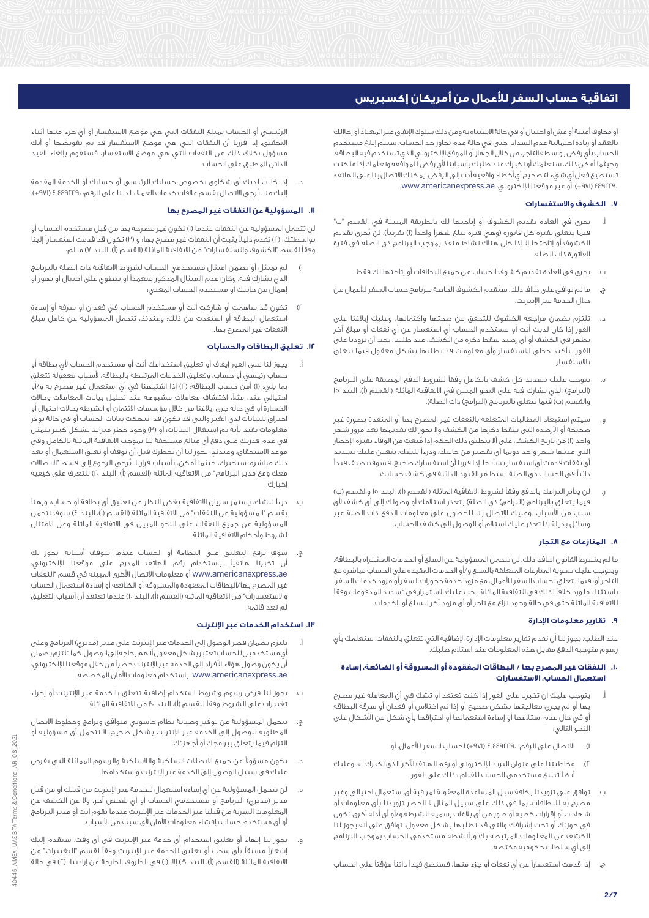# اتفاقية حساب السفر للأعمال من أمريكان إكسبريس

أو مخاوف أمنية أو غش أو احتيال أو في حالة الاشتباه به ومن ذلك سلوك الإنفاق غير المعتاد أو إخلالك بالعقد أو زيادة احتمالية عدم السداد، حتى في حالة عدم تجاوز حد الحساب. سيتم إبلاغ مستخدم الحساب بأي رفض بواسطة التاجر، من خلال الجهاز أو الموقع الإلكتروني الذي تستخدم فيه البطاقة. وحيثما أمكن ذلك، سنعلمك أو نخبرك عند طلبك بأسبابنا لأي رفض للموافقة ونعلمك إذا ما كنت تستطيع فعل أي شيء لتصحيح أي أخطاء واقعية أدت إلى الرفض. يمكنك الاتصال بنا على الهاتف: ٤٤٩٢٢٩٠ ٤ (٩٧١+)، أو عبر موقعنا الإلكتروني: www.americanexpress.ae.

## ٧. الكشوف والاستفسارات

أ. يجري في العادة تقديم الكشوف أو إتاحتها لك بالطريقة المبينة في القسم "ب" فيما يتعلق بفترة كل فاتورة (وهي فترة تبلغ شهراً واحداً (١) تقريباً). لن يَجري تقديم الكشوف أو إتاحتها إلا إذا كان هناك نشاط منفذ بموجب البرنامج ذي الصلة في فترة الفاتورة ذات الصلة.

ب. يجري في العادة تقديم كشوف الحساب عن جميع البطاقات أو إتاحتها لك فقط.

ج. ما لم نوافق على خلاف ذلك، ستُقدم الكشوف الخاصة ببرنامج حساب السفر للأعمال من خلال الخدمة عبر الإنترنت.

د. تلتزم بضمان مراجعة الكشوف للتحقق من صحتها واكتمالها. وعليك إبلاغنا على الفور إذا كان لديك أنت أو مستخدم الحساب أي استفسار عن أي نفقات أو مبلغ آخر يظهر في الكشف أو أي رصيد سقط ذكره من الكشف. عند طلبنا، يجب أن تزودنا على الفور بتأكيد خطي للاستفسار وأي معلومات قد نطلبها بشكل معقول فيما تتعلق بالاستفسار.

هـ. يتوجب عليك تسديد كل كشف بالكامل وفقاً لشروط الدفع المطبقة على البرنامج (البرامج) الذي تشارك فيه على النحو المبين في الاتفاقية الماثلة (القسم (أ)، البند ١٥ والقسم (ب) فيما يتعلق بالبرنامج (البرامج) ذات الصلة).

و. سيتم استبعاد المطالبات المتعلقة بالنفقات غير المصرح بها أو المنفذة بصورة غير صحيحة أو الأرصدة التي سقط ذكرها من الكشف ولا يجوز لك تقديمها بعد مرور شهر واحد (١) من تاريخ الكشف، على ألا ينطبق ذلك الحكم إذا مُنعت من الوفاء بفترة الإخطار التي مدتها شهر واحد دونما أي تقصير من جانبك. ودرءاً للشك، يتعين عليك تسديد أي نفقات قدمت أي استفسار بشأنها. إذا قررنا أن استفسارك صحيح، فسوف نضيف قيداً دائناً في الحساب ذي الصلة. ستظهر القيود الدائنة في كشف حسابك.

ز. لن يتأثر التزامك بالدفع وفقاً لشروط الاتفاقية الماثلة (القسم (أ)، البند ١٥ والقسم (ب) فيما يتعلق بالبرنامج (البرامج) ذي الصلة) بتعذر استلامك أو وصولك إلى أي كشف لأي سبب من الأسباب. وعليك الاتصال بنا للحصول على معلومات الدفع ذات الصلة عبر وسائل بديلة إذا تعذر عليك استلام أو الوصول إلى كشف الحساب.

## ٨. المنازعات مع التجار

ما لم يشترط القانون النافذ ذلك، لن نتحمل المسؤولية عن السلع أو الخدمات المشتراة بالبطاقة. ويتوجب عليك تسوية المنازعات المتعلقة بالسلع و/أو الخدمات المقيدة على الحساب مباشرة مع التاجر أو، فيما يتعلق بحساب السفر للأعمال، مع مزود خدمة حجوزات السفر أو مزود خدمات السفر. باستثناء ما ورد خلافاً لذلك في الاتفاقية الماثلة، يجب عليك الاستمرار في تسديد المدفوعات وفقاً للاتفاقية الماثلة حتى في حالة وجود نزاع مع تاجر أو أي مزود آخر للسلع أو الخدمات.

## ٩. تقارير معلومات الإدارة

عند الطلب، يجوز لنا أن نقدم تقارير معلومات الإدارة الإضافية التي تتعلق بالنفقات. سنعلمك بأي رسوم متوجبة الدفع مقابل هذه المعلومات عند استلام طلبك.

## ١٠. النفقات غير المصرح بها / البطاقات المفقودة أو المسروقة أو الضائعة، إساءة استعمال الحساب، الاستفسارات

أ. يتوجب عليك أن تخبرنا على الفور إذا كنت تعتقد أو تشك في أن المعاملة غير مصرح بها أو لم يجرِ معالجتها بشكل صحيح أو إذا تم اختلاس أو فقدان أو سرقة البطاقة أو في حال عدم استلامها أو إساءة استعمالها أو اختراقها بأي شكل من الأشكال على النحو التالي:

١) الاتصال على الرقم: ٤٤٩٢٢٩٠ ٤ (٩٧١+) لحساب السفر للأعمال، أو

٢) مخاطبتنا على عنوان البريد الإلكتروني أو رقم الهاتف الآخر الذي نخبرك به. وعليك أيضاً تبليغ مستخدمي الحساب للقيام بذلك على الفور.

ب. توافق على تزويدنا بكافة سبل المساعدة المعقولة لمراقبة أي استعمال احتيالي وغير مصرح به للبطاقات، بما في ذلك على سبيل المثال لا الحصر تزويدنا بأي معلومات أو شهادات أو إقرارات خطية أو صور من أي بلاغات رسمية للشرطة و/أو أي أدلة أخرى تكون في حوزتك أو تحت إشرافك والتي قد نطلبها بشكل معقول. توافق على أنه يجوز لنا الكشف عن المعلومات المرتبطة بك وبأنشطة مستخدمي الحساب بموجب البرنامج إلى أي سلطات حكومية مختصة.

ج. إذا قدمت استفساراً عن أي نفقات أو جزء منها، فسنضع قيداً دائناً مؤقتاً على الحساب الرئيسي أو الحساب بمبلغ النفقات التي هي موضع الاستفسار أو أي جزء منها أثناء التحقيق. إذا قررنا أن النفقات التي هي موضع الاستفسار قد تم تفويضها أو أنك مسؤول بخلاف ذلك عن النفقات التي هي موضع الاستفسار، فسنقوم بإلغاء القيد الدائن المطبق على الحساب.

د. إذا كانت لديك أي شكاوى بخصوص حسابك الرئيسي أو حسابك أو الخدمة المقدمة إليك منا، يُرجى الاتصال بقسم علاقات خدمات العملاء لدينا على الرقم: ٤٤٩٢٢٩٠ ٤ (٩٧١+).

## ١١. المسؤولية عن النفقات غير المصرح بها

لن تتحمل المسؤولية عن النفقات عندما (١) تكون غير مصرحة بها من قبل مستخدم الحساب أو بواسطتك؛ (٢) تقدم دليلاً يثبت أن النفقات غير مصرح بها؛ و (٣) تكون قد قدمت استفساراً إلينا وفقاً لقسم "الكشوف والاستفسارات" من الاتفاقية الماثلة (القسم (أ)، البند ٧) ما لم:

١) لم تمتثل أو تضمن امتثال مستخدمي الحساب لشروط الاتفاقية ذات الصلة بالبرنامج الذي تشارك فيه، وكان عدم الامتثال المذكور متعمداً أو ينطوي على احتيال أو تهور أو إهمال من جانبك أو مستخدم الحساب المعني؛

٢) تكون قد ساهمت أو شاركت أنت أو مستخدم الحساب في فقدان أو سرقة أو إساءة استعمال البطاقة أو استفدت من ذلك؛ وعندئذ، تتحمل المسؤولية عن كامل مبلغ النفقات غير المصرح بها.

## ١٢. تعليق البطاقات والحسابات

أ. يجوز لنا على الفور إيقاف أو تعليق استخدامك أنت أو مستخدم الحساب لأي بطاقة أو حساب رئيسي أو حساب، وتعليق الخدمات المرتبطة بالبطاقة، لأسباب معقولة تتعلق بما يلي: (١) أمن حساب البطاقة؛ (٢) إذا اشتبهنا في أي استعمال غير مصرح به و/أو احتيالي عند، مثلاً، اكتشاف معاملات مشبوهة عند تحليل بيانات المعاملات وحالات الخسارة أو في حالة جرى إبلاغنا من خلال مؤسسات الائتمان أو الشرطة بحالات احتيال أو اختراق للبيانات لدى الغير والتي قد تكون قد انتهكت بيانات الحساب أو في حالة توفر معلومات تفيد بأنه تم استغلال البيانات؛ أو (٣) وجود خطر متزايد بشكل كبير يتمثل في عدم قدرتك على دفع أي مبالغ مستحقة لنا بموجب الاتفاقية الماثلة بالكامل وفي موعد الاستحقاق. وعندئذ، يجوز لنا أن نخطرك قبل أن نوقف أو نعلق الاستعمال أو بعد ذلك مباشرة. سنخبرك، حيثما أمكن، بأسباب قرارنا. يُرجى الرجوع إلى قسم "الاتصالات معك ومع مدير البرنامج" من الاتفاقية الماثلة (القسم (أ)، البند ٢٠) للتعرف على كيفية إخبارك.

ب. درءاً للشك، يستمر سريان الاتفاقية بغض النظر عن تعليق أي بطاقة أو حساب، ورهناً بقسم "المسؤولية عن النفقات" من الاتفاقية الماثلة (القسم (أ)، البند ٤) سوف تتحمل المسؤولية عن جميع النفقات على النحو المبين في الاتفاقية الماثلة وعن الامتثال لشروط وأحكام الاتفاقية الماثلة.

ج. سوف نرفع التعليق على البطاقة أو الحساب عندما تتوقف أسبابه. يجوز لك أن تخبرنا هاتفياً، باستخدام رقم الهاتف المدرج على موقعنا الإلكتروني: www.americanexpress.ae أو معلومات الاتصال الأخرى المبينة في قسم "النفقات غير المصرح بها/البطاقات المفقودة والمسروقة أو الضائعة وإساءة استعمال الحساب والاستفسارات" من الاتفاقية الماثلة (القسم (أ)، البند ١٠) عندما تعتقد أن أسباب التعليق لم تعد قائمة.

## ١٣. استخدام الخدمات عبر الإنترنت

أ. تلتزم بضمان قصر الوصول إلى الخدمات عبر الإنترنت على مدير (مديري) البرنامج وعلى أي مستخدمين للحساب تعتبر بشكل معقول أنهم بحاجة إلى الوصول. كما تلتزم بضمان أن يكون وصول هؤلاء الأفراد إلى الخدمة عبر الإنترنت حصراً من خلال موقعنا الإلكتروني: www.americanexpress.ae، باستخدام معلومات الأمان المخصصة.

ب. يجوز لنا فرض رسوم وشروط استخدام إضافية تتعلق بالخدمة عبر الإنترنت أو إجراء تغييرات على الشروط وفقاً للقسم (أ)، البند ٣٠ من الاتفاقية الماثلة.

ج. تتحمل المسؤولية عن توفير وصيانة نظام حاسوبي متوافق وبرامج وخطوط الاتصال المطلوبة للوصول إلى الخدمة عبر الإنترنت بشكل صحيح. لا نتحمل أي مسؤولية أو التزام فيما يتعلق ببرامجك أو أجهزتك.

د. تكون مسؤولاً عن جميع الاتصالات السلكية واللاسلكية والرسوم المماثلة التي تفرض عليك في سبيل الوصول إلى الخدمة عبر الإنترنت واستخدامها.

هـ. لن نتحمل المسؤولية عن أي إساءة استعمال للخدمة عبر الإنترنت من قبلك أو من قبل مدير (مديري) البرنامج أو مستخدمي الحساب أو أي شخص آخر، ولا عن الكشف عن المعلومات السرية من قبلنا عبر الخدمات عبر الإنترنت عندما تقوم أنت أو مدير البرنامج أو أي مستخدم حساب بإفشاء معلومات الأمان لأي سبب من الأسباب.

و. يجوز لنا إنهاء أو تعليق استخدام أي خدمة عبر الإنترنت في أي وقت. سنقدم إليك إشعاراً مسبقاً بأي سحب أو تعليق للخدمة عبر الإنترنت وفقاً لقسم "التغييرات" من الاتفاقية الماثلة (القسم (أ)، البند ٣٠) إلا: (١) في الظروف الخارجة عن إرادتنا؛ (٢) في حالة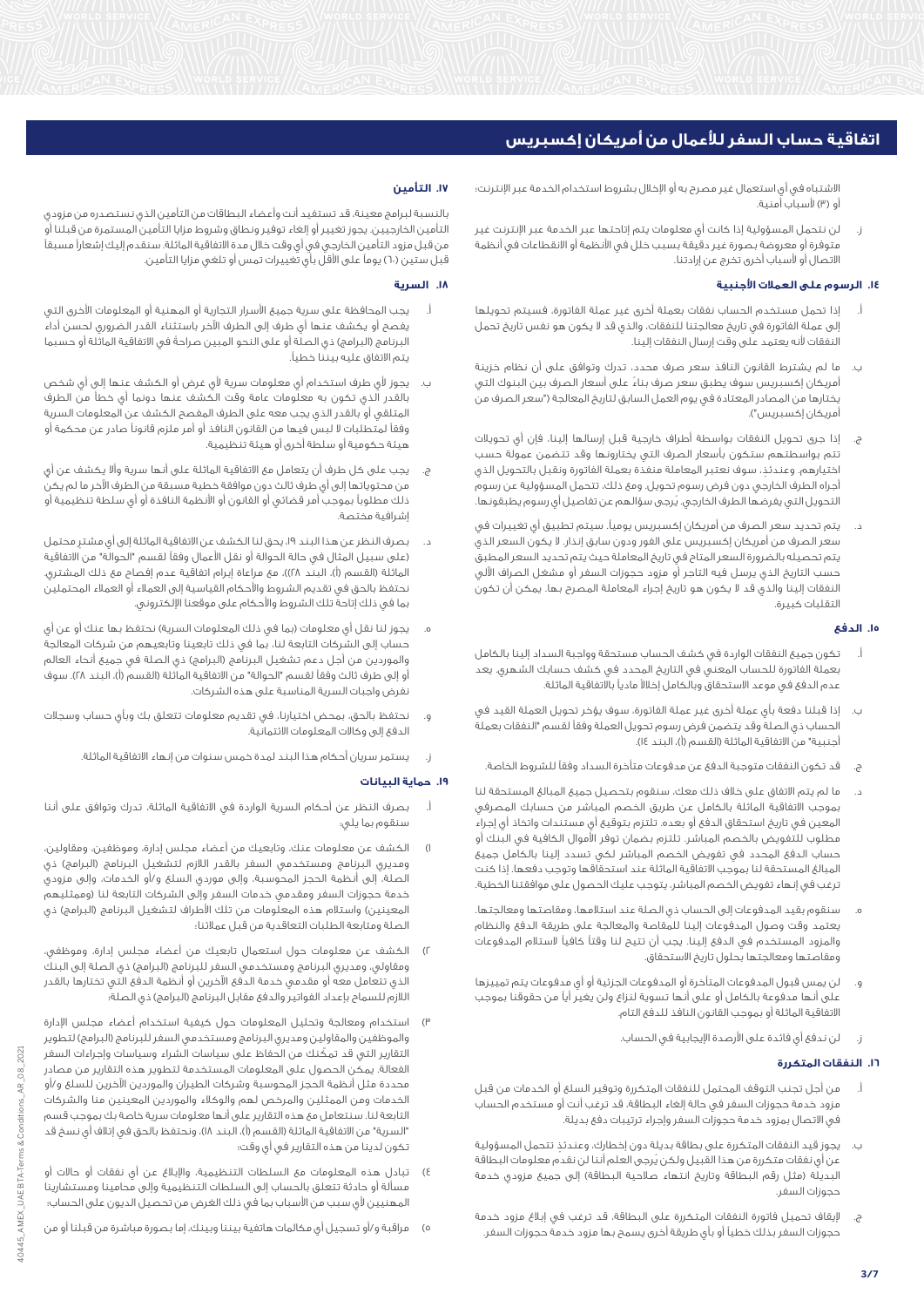الاشتباه في أي استعمال غير مصرح به أو الإخلال بشروط استخدام الخدمة عبر الإنترنت؛ أو (٣) لأسباب أمنية.

ز. لن نتحمل المسؤولية إذا كانت أي معلومات يتم إتاحتها عبر الخدمة عبر الإنترنت غير متوفرة أو معروضة بصورة غير دقيقة بسبب خلل في الأنظمة أو الانقطاعات في أنظمة الاتصال أو لأسباب أخرى تخرج عن إرادتنا.

### ١٤. الرسوم على العملات الأجنبية

أ. إذا تحمل مستخدم الحساب نفقات بعملة أخرى غير عملة الفاتورة، فسيتم تحويلها إلى عملة الفاتورة في تاريخ معالجتنا للنفقات، والذي قد لا يكون هو نفس تاريخ تحمل النفقات لأنه يعتمد على وقت إرسال النفقات إلينا.

ب. ما لم يشترط القانون النافذ سعر صرف محدد، تدرك وتوافق على أن نظام خزينة أمريكان إكسبريس سوف يطبق سعر صرف بناءً على أسعار الصرف بين البنوك التي يختارها من المصادر المعتادة في يوم العمل السابق لتاريخ المعالجة ("سعر الصرف من أمريكان إكسبريس").

ج. إذا جرى تحويل النفقات بواسطة أطراف خارجية قبل إرسالها إلينا، فإن أي تحويلات تتم بواسطتهم ستكون بأسعار الصرف التي يختارونها وقد تتضمن عمولة حسب اختيارهم. وعندئذٍ، سوف نعتبر المعاملة منفذة بعملة الفاتورة ونقبل بالتحويل الذي أجراه الطرف الخارجي دون فرض رسوم تحويل. ومع ذلك، تتحمل المسؤولية عن رسوم التحويل التي يفرضها الطرف الخارجي. يُرجى سؤالهم عن تفاصيل أي رسوم يطبقونها.

د. يتم تحديد سعر الصرف من أمريكان إكسبريس يومياً. سيتم تطبيق أي تغييرات في سعر الصرف من أمريكان إكسبريس على الفور ودون سابق إنذار. لا يكون السعر الذي يتم تحصيله بالضرورة السعر المتاح في تاريخ المعاملة حيث يتم تحديد السعر المطبق حسب التاريخ الذي يرسل فيه التاجر أو مزود حجوزات السفر أو مشغل الصراف الآلي النفقات إلينا والذي قد لا يكون هو تاريخ إجراء المعاملة المصرح بها. يمكن أن تكون التقلبات كبيرة.

### ١٥. الدفع

أ. تكون جميع النفقات الواردة في كشف الحساب مستحقة وواجبة السداد إلينا بالكامل بعملة الفاتورة للحساب المعني في التاريخ المحدد في كشف حسابك الشهري. يعد عدم الدفع في موعد الاستحقاق وبالكامل إخلالاً مادياً بالاتفاقية الماثلة.

ب. إذا قبلنا دفعة بأي عملة أخرى غير عملة الفاتورة، سوف يؤخر تحويل العملة القيد في الحساب ذي الصلة وقد يتضمن فرض رسوم تحويل العملة وفقاً لقسم "النفقات بعملة أجنبية" من الاتفاقية الماثلة (القسم (أ)، البند ١٤).

ج. قد تكون النفقات متوجبة الدفع عن مدفوعات متأخرة السداد وفقاً للشروط الخاصة.

د. ما لم يتم الاتفاق على خلاف ذلك معك، سنقوم بتحصيل جميع المبالغ المستحقة لنا بموجب الاتفاقية الماثلة بالكامل عن طريق الخصم المباشر من حسابك المصرفي المعين في تاريخ استحقاق الدفع أو بعده. تلتزم بتوقيع أي مستندات واتخاذ أي إجراء مطلوب للتفويض بالخصم المباشر. تلتزم بضمان توفر الأموال الكافية في البنك أو حساب الدفع المحدد في تفويض الخصم المباشر لكي تسدد إلينا بالكامل جميع المبالغ المستحقة لنا بموجب الاتفاقية الماثلة عند استحقاقها وتوجب دفعها. إذا كنت ترغب في إنهاء تفويض الخصم المباشر، يتوجب عليك الحصول على موافقتنا الخطية.

هـ. سنقوم بقيد المدفوعات إلى الحساب ذي الصلة عند استلامها، ومقاصتها ومعالجتها. يعتمد وقت وصول المدفوعات إلينا للمقاصة والمعالجة على طريقة الدفع والنظام والمزود المستخدم في الدفع إلينا. يجب أن تتيح لنا وقتاً كافياً لاستلام المدفوعات ومقاصتها ومعالجتها بحلول تاريخ الاستحقاق.

و. لن يمس قبول المدفوعات المتأخرة أو المدفوعات الجزئية أو أي مدفوعات يتم تمييزها على أنها مدفوعة بالكامل أو على أنها تسوية لنزاع ولن يغير أياً من حقوقنا بموجب الاتفاقية الماثلة أو بموجب القانون النافذ للدفع التام.

ز. لن ندفع أي فائدة على الأرصدة الإيجابية في الحساب.

### ١٦. النفقات المتكررة

أ. من أجل تجنب التوقف المحتمل للنفقات المتكررة وتوفير السلع أو الخدمات من قبل مزود خدمة حجوزات السفر في حالة إلغاء البطاقة، قد ترغب أنت أو مستخدم الحساب في الاتصال بمزود خدمة حجوزات السفر وإجراء ترتيبات دفع بديلة.

ب. يجوز قيد النفقات المتكررة على بطاقة بديلة دون إخطارك، وعندئذٍ تتحمل المسؤولية عن أي نفقات متكررة من هذا القبيل ولكن يُرجى العلم أننا لن نقدم معلومات البطاقة البديلة (مثل رقم البطاقة وتاريخ انتهاء صلاحية البطاقة) إلى جميع مزودي خدمة حجوزات السفر.

ج. إيقاف تحميل فاتورة النفقات المتكررة على البطاقة، قد ترغب في إبلاغ مزود خدمة حجوزات السفر بذلك خطياً أو بأي طريقة أخرى يسمح بها مزود خدمة حجوزات السفر.

### ١٧. التأمين

بالنسبة لبرامج معينة، قد تستفيد أنت وأعضاء البطاقات من التأمين الذي نستصدره من مزودي التأمين الخارجيين. يجوز تغيير أو إلغاء توفير ونطاق وشروط مزايا التأمين المستمرة من قبلنا أو من قبل مزود التأمين الخارجي في أي وقت خلال مدة الاتفاقية الماثلة. سنقدم إليك إشعاراً مسبقاً قبل ستين (٦٠) يوماً على الأقل بأي تغييرات تمس أو تلغي مزايا التأمين.

### ١٨. السرية

أ. يجب المحافظة على سرية جميع الأسرار التجارية أو المهنية أو المعلومات الأخرى التي يفصح أو يكشف عنها أي طرف إلى الطرف الآخر باستثناء القدر الضروري لحسن أداء البرنامج (البرامج) ذي الصلة أو على النحو المبين صراحةً في الاتفاقية الماثلة أو حسبما يتم الاتفاق عليه بيننا خطياً.

ب. يجوز لأي طرف استخدام أي معلومات سرية لأي غرض أو الكشف عنها إلى أي شخص بالقدر الذي تكون به معلومات عامة وقت الكشف عنها دونما أي خطأ من الطرف المتلقي أو بالقدر الذي يجب معه على الطرف المفصح الكشف عن المعلومات السرية وفقاً لمتطلبات لا لبس فيها من القانون النافذ أو أمر ملزم قانوناً صادر عن محكمة أو هيئة حكومية أو سلطة أخرى أو هيئة تنظيمية.

ج. يجب على كل طرف أن يتعامل مع الاتفاقية الماثلة على أنها سرية وألا يكشف عن أي من محتوياتها إلى أي طرف ثالث دون موافقة خطية مسبقة من الطرف الآخر ما لم يكن ذلك مطلوباً بموجب أمر قضائي أو القانون أو الأنظمة النافذة أو أي سلطة تنظيمية أو إشرافية مختصة.

د. بصرف النظر عن هذا البند ١٩، يحق لنا الكشف عن الاتفاقية الماثلة إلى أي مشترٍ محتمل (على سبيل المثال في حالة الحوالة أو نقل الأعمال وفقاً لقسم "الحوالة" من الاتفاقية الماثلة (القسم (أ)، البند ٢٨))، مع مراعاة إبرام اتفاقية عدم إفصاح مع ذلك المشتري. نحتفظ بالحق في تقديم الشروط والأحكام القياسية إلى العملاء أو العملاء المحتملين بما في ذلك إتاحة تلك الشروط والأحكام على موقعنا الإلكتروني.

هـ. يجوز لنا نقل أي معلومات (بما في ذلك المعلومات السرية) نحتفظ بها عنك أو عن أي حساب إلى الشركات التابعة لنا، بما في ذلك تابعينا وتابعيهم من شركات المعالجة والموردين من أجل دعم تشغيل البرنامج (البرامج) ذي الصلة في جميع أنحاء العالم أو إلى طرف ثالث وفقاً لقسم "الحوالة" من الاتفاقية الماثلة (القسم (أ)، البند ٢٨). سوف نفرض واجبات السرية المناسبة على هذه الشركات.

و. نحتفظ بالحق، بمحض اختيارنا، في تقديم معلومات تتعلق بك وبأي حساب وسجلات الدفع إلى وكالات المعلومات الائتمانية.

ز. يستمر سريان أحكام هذا البند لمدة خمس سنوات من إنهاء الاتفاقية الماثلة.

### ١٩. حماية البيانات

أ. بصرف النظر عن أحكام السرية الواردة في الاتفاقية الماثلة، تدرك وتوافق على أننا سنقوم بما يلي:

١) الكشف عن معلومات عنك، وتابعيك من أعضاء مجلس إدارة، وموظفين، ومقاولين، ومديري البرنامج ومستخدمي السفر بالقدر اللازم لتشغيل البرنامج (البرامج) ذي الصلة، إلى أنظمة الحجز المحوسبة وشركات الطيران، وإلى موردي السلع و/أو الخدمات، وإلى مزودي خدمة حجوزات السفر ومقدمي خدمات السفر وإلى الشركات التابعة لنا (وممثليهم المعينين) واستلام هذه المعلومات من تلك الأطراف لتشغيل البرنامج (البرامج) ذي الصلة ومتابعة الطلبات التعاقدية من قبل عملائنا؛

٢) الكشف عن معلومات حول استعمال تابعيك من أعضاء مجلس إدارة، وموظفي، ومقاولي، ومديري البرنامج ومستخدمي السفر للبرنامج (البرامج) ذي الصلة إلى البنك الذي تتعامل معه أو مقدمي خدمة الدفع الآخرين أو أنظمة الدفع التي تختارها بالقدر اللازم للسماح بإعداد الفواتير والدفع مقابل البرنامج (البرامج) ذي الصلة؛

٣) استخدام ومعالجة وتحليل المعلومات حول كيفية استخدام أعضاء مجلس الإدارة والموظفين والمقاولين ومديري البرنامج ومستخدمي السفر للبرنامج (البرامج) لتطوير التقارير التي قد تمكّنك من الحفاظ على سياسات الشراء وسياسات وإجراءات السفر الفعالة. يمكن الحصول على المعلومات المستخدمة لتطوير هذه التقارير من مصادر محددة مثل أنظمة الحجز المحوسبة وشركات الطيران والموردين الآخرين للسلع و/أو الخدمات ومن الممثلين والمرخص لهم والوكلاء والموردين المعينين منا والشركات التابعة لنا. سنتعامل مع هذه التقارير على أنها معلومات سرية خاصة بك بموجب قسم "السرية" من الاتفاقية الماثلة (القسم (أ)، البند ١٨)، ونحتفظ بالحق في إتلاف أي نسخ قد تكون لدينا من هذه التقارير في أي وقت؛

٤) تبادل هذه المعلومات مع السلطات التنظيمية، والإبلاغ عن أي نفقات أو حالات أو مسألة أو حادثة تتعلق بالحساب إلى السلطات التنظيمية وإلى محامينا ومستشارينا المهنيين لأي سبب من الأسباب بما في ذلك الغرض من تحصيل الديون على الحساب؛

٥) مراقبة و/أو تسجيل أي مكالمات هاتفية بيننا وبينك، إما بصورة مباشرة من قبلنا أو من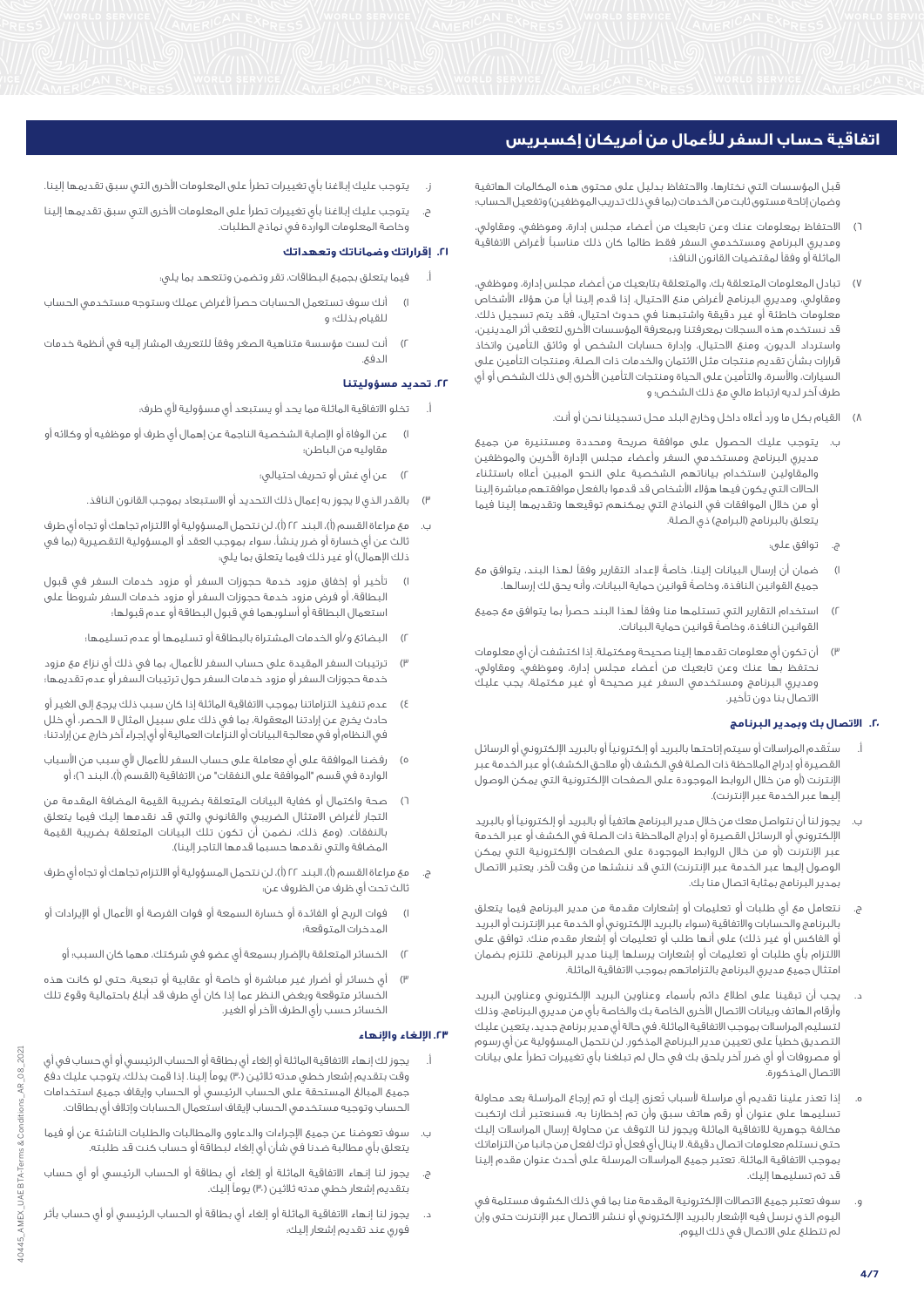## اتفاقية حساب السفر للأعمال من أمريكان إكسبريس

قبل المؤسسات التي نختارها، والاحتفاظ بدليل على محتوى هذه المكالمات الهاتفية وضمان إتاحة مستوى ثابت من الخدمات (بما في ذلك تدريب الموظفين) وتفعيل الحساب؛

٦) الاحتفاظ بمعلومات عنك وعن تابعيك من أعضاء مجلس إدارة، وموظفي، ومقاولي، ومديري البرنامج ومستخدمي السفر فقط طالما كان ذلك مناسباً لأغراض الاتفاقية الماثلة أو وفقاً لمقتضيات القانون النافذ؛

٧) تبادل المعلومات المتعلقة بك، والمتعلقة بتابعيك من أعضاء مجلس إدارة، وموظفي، ومقاولي، ومديري البرنامج لأغراض منع الاحتيال. إذا قدم إلينا أيا من هؤلاء الأشخاص معلومات خاطئة أو غير دقيقة واشتبهنا في حدوث احتيال، فقد يتم تسجيل ذلك. قد نستخدم هذه السجلات بمعرفتنا وبمعرفة المؤسسات الأخرى لتعقب أثر المدينين، واسترداد الديون، ومنع الاحتيال، وإدارة حسابات الشخص أو وثائق التأمين واتخاذ قرارات بشأن تقديم منتجات مثل الائتمان والخدمات ذات الصلة، ومنتجات التأمين على السيارات، والأسرة، والتأمين على الحياة ومنتجات التأمين الأخرى إلى ذلك الشخص أو أي طرف آخر لديه ارتباط مالي مع ذلك الشخص؛ و

٨) القيام بكل ما ورد أعلاه داخل وخارج البلد محل تسجيلنا نحن أو أنت.

ب. يتوجب عليك الحصول على موافقة صريحة ومحددة ومستنيرة من جميع مديري البرنامج ومستخدمي السفر وأعضاء مجلس الإدارة الآخرين والموظفين والمقاولين لاستخدام بياناتهم الشخصية على النحو المبين أعلاه باستثناء الحالات التي يكون فيها هؤلاء الأشخاص قد قدموا بالفعل موافقتهم مباشرة إلينا أو من خلال الموافقات في النماذج التي يمكنهم توقيعها وتقديمها إلينا فيما يتعلق بالبرنامج (البرامج) ذي الصلة.

ج. توافق على:

١) ضمان أن إرسال البيانات إلينا، خاصةً لإعداد التقارير وفقاً لهذا البند، يتوافق مع جميع القوانين النافذة، وخاصةً قوانين حماية البيانات، وأنه يحق لك إرسالها.

٢) استخدام التقارير التي تستلمها منا وفقاً لهذا البند حصراً بما يتوافق مع جميع القوانين النافذة، وخاصةً قوانين حماية البيانات.

٣) أن تكون أي معلومات تقدمها إلينا صحيحة ومكتملة. إذا اكتشفت أن أي معلومات نحتفظ بها عنك وعن تابعيك من أعضاء مجلس إدارة، وموظفي، ومقاولي، ومديري البرنامج ومستخدمي السفر غير صحيحة أو غير مكتملة، يجب عليك الاتصال بنا دون تأخير.

### ٢٠. الاتصال بك وبمدير البرنامج

أ. ستُقدم المراسلات أو سيتم إتاحتها بالبريد أو إلكترونياً أو بالبريد الإلكتروني أو الرسائل القصيرة أو إدراج الملاحظة ذات الصلة في الكشف (أو ملاحق الكشف) أو عبر الخدمة عبر الإنترنت (أو من خلال الروابط الموجودة على الصفحات الإلكترونية التي يمكن الوصول إليها عبر الخدمة عبر الإنترنت).

ب. يجوز لنا أن نتواصل معك من خلال مدير البرنامج هاتفياً أو بالبريد أو إلكترونياً أو بالبريد الإلكتروني أو الرسائل القصيرة أو إدراج الملاحظة ذات الصلة في الكشف أو عبر الخدمة عبر الإنترنت (أو من خلال الروابط الموجودة على الصفحات الإلكترونية التي يمكن الوصول إليها عبر الخدمة عبر الإنترنت) التي قد ننشئها من وقت لآخر. يعتبر الاتصال بمدير البرنامج بمثابة اتصال منا بك.

ج. نتعامل مع أي طلبات أو تعليمات أو إشعارات مقدمة من مدير البرنامج فيما يتعلق بالبرنامج والحسابات والاتفاقية (سواء بالبريد الإلكتروني أو الخدمة عبر الإنترنت أو البريد أو الفاكس أو غير ذلك) على أنها طلب أو تعليمات أو إشعار مقدم منك. توافق على الالتزام بأي طلبات أو تعليمات أو إشعارات يرسلها إلينا مدير البرنامج. تلتزم بضمان امتثال جميع مديري البرنامج بالتزاماتهم بموجب الاتفاقية الماثلة.

د. يجب أن تبقينا على اطلاع دائم بأسماء وعناوين البريد الإلكتروني وعناوين البريد وأرقام الهاتف وبيانات الاتصال الأخرى الخاصة بك والخاصة بأي من مديري البرنامج. وذلك لتسليم المراسلات بموجب الاتفاقية الماثلة. في حالة أي مدير برنامج جديد، يتعين عليك التصديق خطياً على تعيين مدير البرنامج المذكور. لن نتحمل المسؤولية عن أي رسوم أو مصروفات أو أي ضرر آخر يلحق بك في حال لم تبلغنا بأي تغييرات تطرأ على بيانات الاتصال المذكورة.

هـ. إذا تعذر علينا تقديم أي مراسلة لأسباب تُعزى إليك أو تم إرجاع المراسلة بعد محاولة تسليمها على عنوان أو رقم هاتف سبق وأن تم إخطارنا به، فسنعتبر أنك ارتكبت مخالفة جوهرية للاتفاقية الماثلة ويجوز لنا التوقف عن محاولة إرسال المراسلات إليك حتى نستلم معلومات اتصال دقيقة. لا ينال أي فعل أو ترك لفعل من جانبنا من التزاماتك بموجب الاتفاقية الماثلة. تعتبر جميع المراسلات المرسلة على أحدث عنوان مقدم إلينا قد تم تسليمها إليك.

و. سوف تعتبر جميع الاتصالات الإلكترونية المقدمة منا بما في ذلك الكشوف مستلمة في اليوم الذي نرسل فيه الإشعار بالبريد الإلكتروني أو ننشر الاتصال عبر الإنترنت حتى وإن لم تتطلع على الاتصال في ذلك اليوم.

ز. يتوجب عليك إبلاغنا بأي تغييرات تطرأ على المعلومات الأخرى التي سبق تقديمها إلينا.

ح. يتوجب عليك إبلاغنا بأي تغييرات تطرأ على المعلومات الأخرى التي سبق تقديمها إلينا وخاصة المعلومات الواردة في نماذج الطلبات.

### ٢١. إقراراتك وضماناتك وتعهداتك

أ. فيما يتعلق بجميع البطاقات، تقر وتضمن وتتعهد بما يلي:

١) أنك سوف تستعمل الحسابات حصراً لأغراض عملك وستوجه مستخدمي الحساب للقيام بذلك؛ و

٢) أنت لست مؤسسة متناهية الصغر وفقاً للتعريف المشار إليه في أنظمة خدمات الدفع.

### ٢٢. تحديد مسؤوليتنا

أ. تخلو الاتفاقية الماثلة مما يحد أو يستبعد أي مسؤولية لأي طرف:

١) عن الوفاة أو الإصابة الشخصية الناجمة عن إهمال أي طرف أو موظفيه أو وكلائه أو مقاوليه من الباطن؛

٢) عن أي غش أو تحريف احتيالي؛

٣) بالقدر الذي لا يجوز به إعمال ذلك التحديد أو الاستبعاد بموجب القانون النافذ.

ب. مع مراعاة القسم (أ)، البند ٢٢ (أ)، لن نتحمل المسؤولية أو الالتزام تجاهك أو تجاه أي طرف ثالث عن أي خسارة أو ضرر ينشأ، سواء بموجب العقد أو المسؤولية التقصيرية (بما في ذلك الإهمال) أو غير ذلك فيما يتعلق بما يلي:

١) تأخير أو إخفاق مزود خدمة حجوزات السفر أو مزود خدمات السفر في قبول البطاقة، أو فرض مزود خدمة حجوزات السفر أو مزود خدمات السفر شروطاً على استعمال البطاقة أو أسلوبهما في قبول البطاقة أو عدم قبولها؛

٢) البضائع و/أو الخدمات المشتراة بالبطاقة أو تسليمها أو عدم تسليمها؛

٣) ترتيبات السفر المقيدة على حساب السفر للأعمال، بما في ذلك أي نزاع مع مزود خدمة حجوزات السفر أو مزود خدمات السفر حول ترتيبات السفر أو عدم تقديمها؛

٤) عدم تنفيذ التزاماتنا بموجب الاتفاقية الماثلة إذا كان سبب ذلك يرجع إلى الغير أو حادث يخرج عن إرادتنا المعقولة، بما في ذلك على سبيل المثال لا الحصر، أي خلل في النظام أو في معالجة البيانات أو النزاعات العمالية أو أي إجراء آخر خارج عن إرادتنا؛

٥) رفضنا الموافقة على أي معاملة على حساب السفر للأعمال لأي سبب من الأسباب الواردة في قسم "الموافقة على النفقات" من الاتفاقية (القسم (أ)، البند ٦)؛ أو

٦) صحة واكتمال أو كفاية البيانات المتعلقة بضريبة القيمة المضافة المقدمة من التجار لأغراض الامتثال الضريبي والقانوني والتي قد نقدمها إليك فيما يتعلق بالنفقات. (ومع ذلك، نضمن أن تكون تلك البيانات المتعلقة بضريبة القيمة المضافة والتي نقدمها حسبما قدمها التاجر إلينا).

ج. مع مراعاة القسم (أ)، البند ٢٢ (أ)، لن نتحمل المسؤولية أو الالتزام تجاهك أو تجاه أي طرف ثالث تحت أي ظرف من الظروف عن:

١) فوات الربح أو الفائدة أو خسارة السمعة أو فوات الفرصة أو الأعمال أو الإيرادات أو المدخرات المتوقعة؛

٢) الخسائر المتعلقة بالإضرار بسمعة أي عضو في شركتك، مهما كان السبب؛ أو

٣) أي خسائر أو أضرار غير مباشرة أو خاصة أو عقابية أو تبعية، حتى لو كانت هذه الخسائر متوقعة وبغض النظر عما إذا كان أي طرف قد أبلغ باحتمالية وقوع تلك الخسائر حسب رأي الطرف الآخر أو الغير.

### ٢٣. الإلغاء والإنهاء

أ. يجوز لك إنهاء الاتفاقية الماثلة أو إلغاء أي بطاقة أو الحساب الرئيسي أو أي حساب في أي وقت بتقديم إشعار خطي مدته ثلاثين (٣٠) يوماً إلينا. إذا قمت بذلك، يتوجب عليك دفع جميع المبالغ المستحقة على الحساب الرئيسي أو الحساب وإيقاف جميع استخدامات الحساب وتوجيه مستخدمي الحساب لإيقاف استعمال الحسابات وإتلاف أي بطاقات.

ب. سوف تعوضنا عن جميع الإجراءات والدعاوى والمطالبات والطلبات الناشئة عن أو فيما يتعلق بأي مطالبة ضدنا في شأن أي إلغاء لبطاقة أو حساب كنت قد طلبته.

ج. يجوز لنا إنهاء الاتفاقية الماثلة أو إلغاء أي بطاقة أو الحساب الرئيسي أو أي حساب بتقديم إشعار خطي مدته ثلاثين (٣٠) يوماً إليك.

د. يجوز لنا إنهاء الاتفاقية الماثلة أو إلغاء أي بطاقة أو الحساب الرئيسي أو أي حساب بأثر فوري عند تقديم إشعار إليك: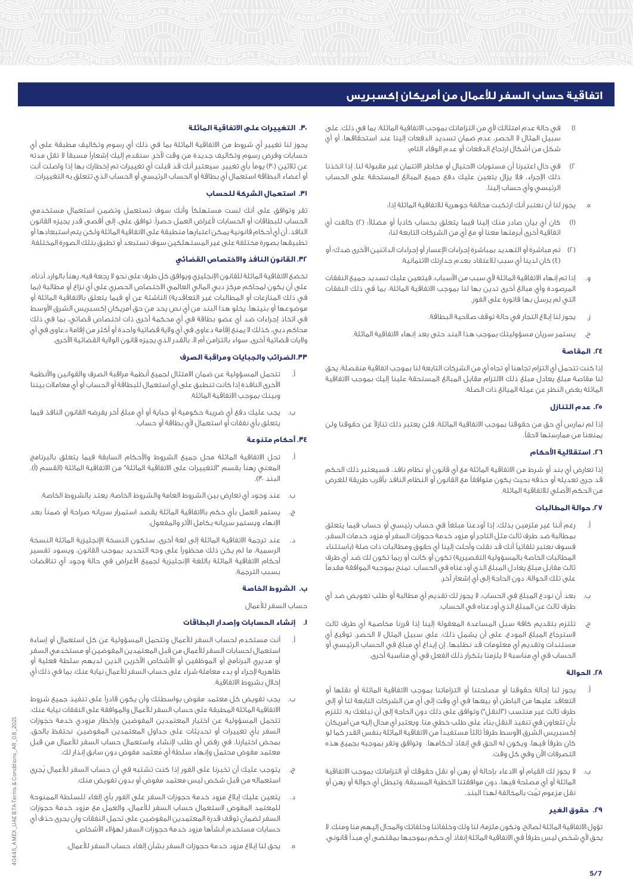# اتفاقية حساب السفر للأعمال من أمريكان إكسبريس

ا) في حالة عدم امتثالك لأي من التزاماتك بموجب الاتفاقية الماثلة، بما في ذلك، على سبيل المثال لا الحصر، عدم ضمان تسديد الدفعات إلينا عند استحقاقها، أو أي شكل من أشكال ارتجاع الدفعات أو عدم الوفاء التام؛

٢) في حال اعتبرنا أن مستويات الاحتيال أو مخاطر الائتمان غير مقبولة لنا. إذا اتخذنا ذلك الإجراء، فلا يزال يتعين عليك دفع جميع المبالغ المستحقة على الحساب الرئيسي وأي حساب إلينا.

هـ. يجوز لنا أن نعتبر أنك ارتكبت مخالفة جوهرية للاتفاقية الماثلة إذا:

(١) كان أي بيان صادر منك إلينا فيما يتعلق بحساب كاذباً أو مضللاً؛ (٢) خالفت أي اتفاقية أخرى أبرمتها معنا أو مع أي من الشركات التابعة لنا؛

(٣) تم مباشرة أو التهديد بمباشرة إجراءات الإعسار أو إجراءات الدائنين الأخرى ضدك؛ أو (٤) كان لدينا أي سبب للاعتقاد بعدم جدارتك الائتمانية.

و. إذا تم إنهاء الاتفاقية الماثلة لأي سبب من الأسباب، فيتعين عليك تسديد جميع النفقات المرصودة وأي مبالغ أخرى تدين بها لنا بموجب الاتفاقية الماثلة، بما في ذلك النفقات التي لم يرسل بها فاتورة على الفور.

ز. يجوز لنا إبلاغ التجار في حالة توقف صلاحية البطاقة.

ح. يستمر سريان مسؤوليتك بموجب هذا البند حتى بعد إنهاء الاتفاقية الماثلة.

### ٢٤. المقاصة

إذا كنت تتحمل أي التزام تجاهنا أو تجاه أي من الشركات التابعة لنا بموجب اتفاقية منفصلة، يحق لنا مقاصة مبلغ يعادل مبلغ ذلك الالتزام مقابل المبالغ المستحقة علينا إليك بموجب الاتفاقية الماثلة بغض النظر عن عملة المبالغ ذات الصلة.

### ٢٥. عدم التنازل

إذا لم نمارس أي حق من حقوقنا بموجب الاتفاقية الماثلة، فلن يعتبر ذلك تنازلاً عن حقوقنا ولن يمنعنا من ممارستها لاحقاً.

### ٢٦. استقلالية الأحكام

إذا تعارض أي بند أو شرط من الاتفاقية الماثلة مع أي قانون أو نظام نافذ، فسيعتبر ذلك الحكم قد جرى تعديله أو حذفه بحيث يكون متوافقاً مع القانون أو النظام النافذ بأقرب طريقة للغرض من الحكم الأصلي للاتفاقية الماثلة.

### ٢٧. حوالة المطالبات

أ. رغم أننا غير ملزمين بذلك، إذا أودعنا مبلغاً في حساب رئيسي أو حساب فيما يتعلق بمطالبة ضد طرف ثالث مثل التاجر أو مزود خدمة حجوزات السفر أو مزود خدمات السفر، فسوف نعتبر تلقائياً أنك قد نقلت وأحلت إلينا أي حقوق ومطالبات ذات صلة (باستثناء المطالبات الخاصة بالمسؤولية التقصيرية) تكون أو كانت أو ربما تكون لك ضد أي طرف ثالث مقابل مبلغ يعادل المبلغ الذي أودعناه في الحساب. تمنح بموجبه الموافقة مقدماً على تلك الحوالة، دون الحاجة إلى أي إشعار آخر.

ب. بعد أن نودع المبلغ في الحساب، لا يجوز لك تقديم أي مطالبة أو طلب تعويض ضد أي طرف ثالث عن المبلغ الذي أودعناه في الحساب.

ج. تلتزم بتقديم كافة سبل المساعدة المعقولة إلينا إذا قررنا مخاصمة أي طرف ثالث لاسترجاع المبلغ المودع. على أن يشمل ذلك، على سبيل المثال لا الحصر، توقيع أي مستندات وتقديم أي معلومات قد نطلبها. إن إيداع أي مبلغ في الحساب الرئيسي أو الحساب في أي مناسبة لا يلزمنا بتكرار ذلك الفعل في أي مناسبة أخرى.

### ٢٨. الحوالة

أ. يجوز لنا إحالة حقوقنا أو مصلحتنا أو التزاماتنا بموجب الاتفاقية الماثلة أو نقلها أو التعاقد عليها من الباطن أو بيعها في أي وقت إلى أي من الشركات التابعة لنا أو إلى طرف ثالث غير منتسب ("النقل") وتوافق على ذلك دون الحاجة إلى أن نبلغك به. تلتزم بأن تتعاون في تنفيذ النقل بناء على طلب خطي منا. ويعتبر أي محال إليه من أمريكان إكسبريس الشرق الأوسط طرفاً ثالثاً مستفيداً من الاتفاقية الماثلة بنفس القدر كما لو كان طرفاً فيها، ويكون له الحق في إنفاذ أحكامها. وتوافق وتقر بموجبه بجميع هذه التصرفات الآن وفي كل وقت.

ب. لا يجوز لك القيام أو الادعاء بإحالة أو رهن أو نقل حقوقك أو التزاماتك بموجب الاتفاقية الماثلة أو أي مصلحة فيها، دون موافقتنا الخطية المسبقة، وتبطل أي حوالة أو رهن أو نقل مزعوم تمّت بالمخالفة لهذا البند.

### ٢٩. حقوق الغير

تؤول الاتفاقية الماثلة لصالح، وتكون ملزمة، لنا ولك وخلفائنا وخلفائك والمحال إليهم منا ومنك. لا يحق لأي شخص ليس طرفاً في الاتفاقية الماثلة إنفاذ أي حكم بموجبها بمقتضى أي مبدأ قانوني.

### ٣٠. التغييرات على الاتفاقية الماثلة

يجوز لنا تغيير أي شروط من الاتفاقية الماثلة بما في ذلك أي رسوم وتكاليف مطبقة على أي حسابات وفرض رسوم وتكاليف جديدة من وقت لآخر. سنقدم إليك إشعاراً مسبقاً لا تقل مدته عن ثلاثين (٣٠) يوماً بأي تغيير. سيعتبر أنك قد قبلت أي تغييرات تم إخطارك بها إذا واصلت أنت أو أعضاء البطاقة استعمال أي بطاقة أو الحساب الرئيسي أو الحساب الذي تتعلق به التغييرات.

### ٣١. استعمال الشركة للحساب

تقر وتوافق على أنك لست مستهلكاً وأنك سوف تستعمل وتضمن استعمال مستخدمي الحساب للبطاقات أو الحسابات لأغراض العمل حصراً. توافق على، إلى أقصى قدر يجيزه القانون النافذ، أن أي أحكام قانونية يمكن اعتبارها منطبقة على الاتفاقية الماثلة ولكن يتم استبعادها أو تطبيقها بصورة مختلفة على غير المستهلكين سوف تستبعد أو تطبق بتلك الصورة المختلفة.

### ٣٢. القانون النافذ والاختصاص القضائي

تخضع الاتفاقية الماثلة للقانون الإنجليزي ويوافق كل طرف على نحو لا رجعة فيه، رهناً بالوارد أدناه، على أن يكون لمحاكم مركز دبي المالي العالمي الاختصاص الحصري على أي نزاع أو مطالبة (بما في ذلك المنازعات أو المطالبات غير التعاقدية) الناشئة عن أو فيما يتعلق بالاتفاقية الماثلة أو موضوعها أو بنيتها. يخلو هذا البند من أي نص يحد من حق أمريكان إكسبريس الشرق الأوسط في اتخاذ إجراءات ضد أي عضو بطاقة في أي محكمة أخرى ذات اختصاص قضائي، بما في ذلك محاكم دبي، كذلك لا يمنع إقامة دعاوى في أي ولاية قضائية واحدة أو أكثر من إقامة دعاوى في أي ولايات قضائية أخرى، سواء بالتزامن أم لا، بالقدر الذي يجيزه قانون الولاية القضائية الأخرى.

### ٣٣. الضرائب والجبايات ومراقبة الصرف

أ. تتحمل المسؤولية عن ضمان الامتثال لجميع أنظمة مراقبة الصرف والقوانين والأنظمة الأخرى النافذة إذا كانت تنطبق على أي استعمال للبطاقة أو الحساب أو أي معاملات بيننا وبينك بموجب الاتفاقية الماثلة.

ب. يجب عليك دفع أي ضريبة حكومية أو جباية أو أي مبلغ آخر يفرضه القانون النافذ فيما يتعلق بأي نفقات أو استعمال لأي بطاقة أو حساب.

### ٣٤. أحكام متنوعة

أ. تحل الاتفاقية الماثلة محل جميع الشروط والأحكام السابقة فيما يتعلق بالبرنامج المعني رهناً بقسم "التغييرات على الاتفاقية الماثلة" من الاتفاقية الماثلة (القسم (أ)، البند ٣٠).

ب. عند وجود أي تعارض بين الشروط العامة والشروط الخاصة، يعتد بالشروط الخاصة.

ج. يستمر العمل بأي حكم بالاتفاقية الماثلة يقصد استمرار سريانه صراحة أو ضمناً بعد الإنهاء ويستمر سريانه بكامل الأثر والمفعول.

د. عند ترجمة الاتفاقية الماثلة إلى لغة أخرى، ستكون النسخة الإنجليزية الماثلة النسخة الرسمية، ما لم يكن ذلك محظوراً على وجه التحديد بموجب القانون. ويسود تفسير أحكام الاتفاقية الماثلة باللغة الإنجليزية لجميع الأغراض في حالة وجود أي تناقضات بسبب الترجمة.

## ب. الشروط الخاصة

حساب السفر للأعمال

### ا. إنشاء الحسابات وإصدار البطاقات

أ. أنت مستخدم لحساب السفر للأعمال وتتحمل المسؤولية عن كل استعمال أو إساءة استعمال لحسابات السفر للأعمال من قبل المعتمدين المفوضين أو مستخدمي السفر أو مديري البرنامج أو الموظفين أو الأشخاص الآخرين الذين لديهم سلطة فعلية أو ظاهرية لإجراء أو بدء معاملة شراء على حساب السفر للأعمال نيابة عنك، بما في ذلك أي إخلال بشروط الاتفاقية.

ب. يجب تفويض كل معتمد مفوض بواسطتك وأن يكون قادراً على تنفيذ جميع شروط الاتفاقية الماثلة المطبقة على حساب السفر للأعمال والموافقة على النفقات نيابة عنك. تتحمل المسؤولية عن اختيار المعتمدين المفوضين وإخطار مزودي خدمة حجوزات السفر بأي تغييرات أو تحديثات على جداول المعتمدين المفوضين. نحتفظ بالحق، بمحض اختيارنا، في رفض أي طلب لإنشاء واستعمال حساب السفر للأعمال من قبل معتمد مفوض محتمل وإنهاء سلطة أي مُعتمد مفوض دون سابق إنذار لك.

ج. يتوجب عليك أن تخبرنا على الفور إذا كنت تشتبه في أن حساب السفر للأعمال يُجرى استعماله من قبل شخص ليس معتمد مفوض أو بدون تفويض منك.

د. يتعين عليك إبلاغ مزود خدمة حجوزات السفر على الفور بأي إلغاء للسلطة الممنوحة للمعتمد المفوض لاستعمال حساب السفر للأعمال، والعمل مع مزود خدمة حجوزات السفر لضمان توقف قدرة المعتمدين المفوضين على تحمل النفقات وأن يجرى حذف أي حسابات مستخدم أنشأها مزود خدمة حجوزات السفر لهؤلاء الأشخاص.

هـ. يحق لنا إبلاغ مزود خدمة حجوزات السفر بشأن إلغاء حساب السفر للأعمال.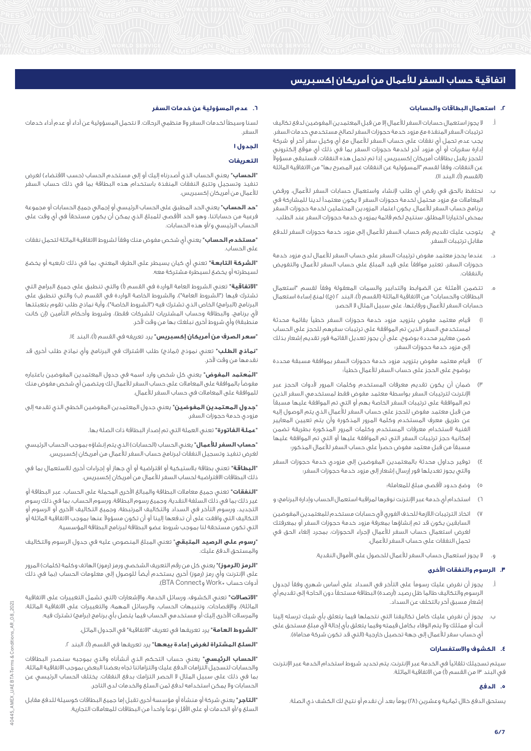# اتفاقية حساب السفر للأعمال من أمريكان إكسبريس

## ٢. استعمال البطاقات والحسابات

أ. لا يجوز استعمال حسابات السفر للأعمال إلا من قبل المعتمدين المفوضين لدفع تكاليف ترتيبات السفر المنفذة مع مزود خدمة حجوزات السفر لصالح مستخدمي خدمات السفر. يجب عدم تحمل أي نفقات على حساب السفر للأعمال مع أي وكيل سفر آخر أو شركة إدارة سفريات أو أي مزود آخر لخدمة حجوزات السفر بما في ذلك أي موقع إلكتروني للحجز يقبل بطاقات أمريكان إكسبريس. إذا تم تحمل هذه النفقات، فستبقى مسؤولاً عن النفقات، وفقاً لقسم "المسؤولية عن النفقات غير المصرح بها" من الاتفاقية الماثلة (القسم (أ)، البند ١١).

ب. نحتفظ بالحق في رفض أي طلب لإنشاء واستعمال حسابات السفر للأعمال، ورفض المعاملات مع مزود محتمل لخدمة حجوزات السفر لا يكون معتمداً لدينا للمشاركة في برنامج حساب السفر للأعمال. يكون اعتماد المزودين المحتملين لخدمة حجوزات السفر بمحض اختيارنا المطلق. سنتيح لكم قائمة بمزودي خدمة حجوزات السفر عند الطلب.

ج. يتوجب عليك تقديم رقم حساب السفر للأعمال إلى مزود خدمة حجوزات السفر للدفع مقابل ترتيبات السفر.

د. عندما يحجز معتمد مفوض ترتيبات السفر على حساب السفر للأعمال لدى مزود خدمة حجوزات السفر، تعتبر موافقاً على قيد المبلغ على حساب السفر للأعمال والتفويض بالنفقات.

هـ. تتضمن الأمثلة عن الضوابط والتدابير والسمات المعقولة وفقاً لقسم "استعمال البطاقات والحسابات" من الاتفاقية الماثلة (القسم (أ)، البند ٢ (ج)) لمنع إساءة استعمال حسابات السفر للأعمال ورقابتها، على سبيل المثال لا الحصر:

١) قيام معتمد مفوض بتزويد مزود خدمة حجوزات السفر خطياً بقائمة محدثة لمستخدمي السفر الذين تم الموافقة على ترتيبات سفرهم للحجز على الحساب ضمن معايير محددة بوضوح، على أن يجوز تعديل القائمة فور تقديم إشعار بذلك إلى مزود خدمة حجوزات السفر؛

٢) قيام معتمد مفوض بتزويد مزود خدمة حجوزات السفر بموافقة مسبقة محددة بوضوح على الحجز على حساب السفر للأعمال خطياً؛

٣) ضمان أن يكون تقديم معرفات المستخدم وكلمات المرور لأدوات الحجز عبر الإنترنت لترتيبات السفر بواسطة معتمد مفوض فقط لمستخدمي السفر الذين تم الموافقة على ترتيبات السفر الخاصة بهم أو التي تم الموافقة عليها مسبقاً من قبل معتمد مفوض للحجز على حساب السفر للأعمال الذي يتم الوصول إليه عن طريق معرف المستخدم وكلمة المرور المذكورة وأن يتم تعيين المعايير الفنية لاستخدام معرفات المستخدم وكلمات المرور المذكورة بطريقة تضمن إمكانية حجز ترتيبات السفر التي تم الموافقة عليها أو التي تم الموافقة عليها مسبقاً من قبل معتمد مفوض حصراً على حساب السفر للأعمال المذكور؛

٤) توفير جداول محدثة بالمعتمدين المفوضين إلى مزودي خدمة حجوزات السفر والتي يجوز تعديلها فور إرسال إشعار إلى مزود خدمة حجوزات السفر؛

٥) وضع حدود لأقصى مبلغ للمعاملة؛

٦) استخدام أي خدمة عبر الإنترنت نوفرها لمراقبة استعمال الحساب وإدارة البرنامج؛ و

٧) اتخاذ الترتيبات اللازمة للحذف الفوري لأي حسابات مستخدم للمعتمدين المفوضين السابقين يكون قد تم إنشاؤها بمعرفة مزود خدمة حجوزات السفر أو بمعرفتك لغرض استعمال حساب السفر للأعمال لإجراء الحجوزات، بمجرد إلغاء الحق في تحمل النفقات على حساب السفر للأعمال.

و. لا يجوز استعمال حساب السفر للأعمال للحصول على الأموال النقدية.

## ٣. الرسوم والنفقات الأخرى

أ. يجوز أن نفرض عليك رسوماً على التأخر في السداد على أساس شهري وفقاً لجدول الرسوم والتكاليف طالما ظل رصيد (أرصدة) البطاقة مستحقاً دون الحاجة إلى تقديم أي إشعار مسبق أخر بالتخلف عن السداد.

ب. يجوز أن نفرض عليك كامل تكاليفنا التي نتحملها فيما يتعلق بأي شيك ترسله إلينا أنت أو ممثلك ولا يتم الوفاء بكامل قيمته وفيما يتعلق بأي إحالة لأي مبلغ مستحق على أي حساب سفر للأعمال إلى جهة تحصيل خارجية (التي قد تكون شركة محاماة).

## ٤. الكشوف والاستفسارات

سيتم تسجيلك تلقائياً في الخدمة عبر الإنترنت. يتم تحديد شروط استخدام الخدمة عبر الإنترنت في البند ١٣ من القسم (أ) من الاتفاقية الماثلة.

## ٥. الدفع

يستحق الدفع خلال ثمانية وعشرين (٢٨) يوماً بعد أن نقدم أو نتيح لك الكشف ذي الصلة.

## ٦. عدم المسؤولية عن خدمات السفر

لسنا وسيطاً لخدمات السفر ولا منظمي الرحلات. لا نتحمل المسؤولية عن أداء أو عدم أداء خدمات السفر.

### الجدول ١

### التعريفات

**"الحساب"** يعني الحساب الذي أصدرناه إليك أو إلى مستخدم الحساب (حسب الاقتضاء) لغرض تنفيذ وتسجيل وتتبع النفقات المتفذة باستخدام هذه البطاقة بما في ذلك حساب السفر للأعمال من أمريكان إكسبريس.

**"حد الحساب"** يعني الحد المطبق على الحساب الرئيسي أو إجمالي جميع الحسابات أو مجموعة فرعية من حساباتنا، وهو الحد الأقصى للمبلغ الذي يمكن أن يكون مستحقاً في أي وقت على الحساب الرئيسي و/أو هذه الحسابات.

**"مستخدم الحساب"** يعني أي شخص مفوض منك وفقاً لشروط الاتفاقية الماثلة لتحمل نفقات على الحساب.

**"الشركة التابعة"** تعني أي كيان يسيطر على الطرف المعني، بما في ذلك تابعيه أو يخضع لسيطرته أو يخضع لسيطرة مشتركة معه.

**"الاتفاقية"** تعني الشروط العامة الواردة في القسم (أ) والتي تنطبق على جميع البرامج التي تشترك فيها ("الشروط العامة")، والشروط الخاصة الواردة في القسم (ب) والتي تنطبق على البرنامج (البرامج) الخاص الذي تشترك فيه ("الشروط الخاصة")، وأية نماذج طلب تقوم بتعبئتها لأي برنامج، والبطاقة وحساب المشتريات للشركات فقط)، وشروط وأحكام التأمين (إن كانت منطبقة) وأي شروط أخرى نبلغك بها من وقت لآخر.

**"سعر الصرف من أمريكان إكسبريس"** يرد تعريفه في القسم (أ)، البند ١٤.

**"نماذج الطلب"** تعني نموذج (نماذج) طلب الاشتراك في البرنامج وأي نماذج طلب أخرى قد تقدمها من وقت لآخر.

**"المُعتمد المفوض"** يعني كل شخص وارد اسمه في جدول المعتمدين المفوضين باعتباره مفوضاً بالموافقة على المعاملات على حساب السفر للأعمال لك ويتضمن أي شخص مفوض منك للموافقة على المعاملات في حساب السفر للأعمال.

**"جدول المعتمدين المفوضين"** يعني جدول المعتمدين المفوضين الخطي الذي تقدمه إلى مزودي خدمة حجوزات السفر.

**"عملة الفاتورة"** تعني العملة التي تم إصدار البطاقة ذات الصلة بها.

**"حساب السفر للأعمال"** يعني الحساب (الحسابات) الذي يتم إنشاؤه بموجب الحساب الرئيسي لغرض تنفيذ وتسجيل النفقات لبرنامج حساب السفر للأعمال من أمريكان إكسبريس.

**"البطاقة"** تعني بطاقة بلاستيكية أو افتراضية أو أي جهاز أو إجراءات أخرى للاستعمال بما في ذلك البطاقات الافتراضية لحساب السفر للأعمال من أمريكان إكسبريس.

**"النفقات"** تعني جميع معاملات البطاقة والمبالغ الأخرى المحملة على الحساب، عبر البطاقة أو غير ذلك بما في ذلك السلفة النقدية، وجميع رسوم البطاقة، ورسوم الحساب، بما في ذلك رسوم التجديد، ورسوم التأخر في السداد والتكاليف المرتبطة، وجميع التكاليف الأخرى أو الرسوم أو التكاليف التي وافقت على أن تدفعها إلينا أو أن تكون مسؤولاً عنها بموجب الاتفاقية الماثلة أو التي تكون مستحقة لنا بموجب شروط عضو البطاقة لبرنامج البطاقة المؤسسية.

**"رسوم على الرصيد المتبقي"** تعني المبلغ المنصوص عليه في جدول الرسوم والتكاليف والمستحق الدفع عليك.

**"الرمز (الرموز)"** يعني كل من رقم التعريف الشخصي ورمز (رموز) الهاتف وكلمة (كلمات) المرور على الإنترنت وأي رمز (رموز) أخرى يستخدم أيضاً للوصول إلى معلومات الحساب (بما في ذلك أدوات حساب Work+ وBTA Connect).

**"الاتصالات"** تعني الكشوف، ورسائل الخدمة، والإشعارات (التي تشمل التغييرات على الاتفاقية الماثلة)، والإفصاحات، وتنبيهات الحساب، والرسائل المهمة، والتغييرات على الاتفاقية الماثلة، والمراسلات الأخرى إليك أو مستخدمي الحساب فيما يتصل بأي برنامج (برامج) تشترك فيه.

**"الشروط العامة"** يرد تعريفها في تعريف "الاتفاقية" في الجدول الماثل.

**"السلع المشتراة لغرض إعادة بيعها"** يرد تعريفها في القسم (أ)، البند ٢.

**"الحساب الرئيسي"** يعني حساب التحكم الذي أنشأناه والذي بموجبه سنصدر البطاقات والحسابات لتسجيل التزامات الدفع عليك والتزاماتنا تجاه بعضنا البعض بموجب الاتفاقية الماثلة، بما في ذلك على سبيل المثال لا الحصر التزامك بدفع النفقات. يختلف الحساب الرئيسي عن الحسابات ولا يمكن استخدامه لدفع ثمن السلع والخدمات لدى التاجر.

**"التاجر"** يعني شركة أو منشأة أو مؤسسة أخرى تقبل إما جميع البطاقات كوسيلة للدفع مقابل السلع و/أو الخدمات أو على الأقل نوعاً واحداً من البطاقات للمعاملات التجارية.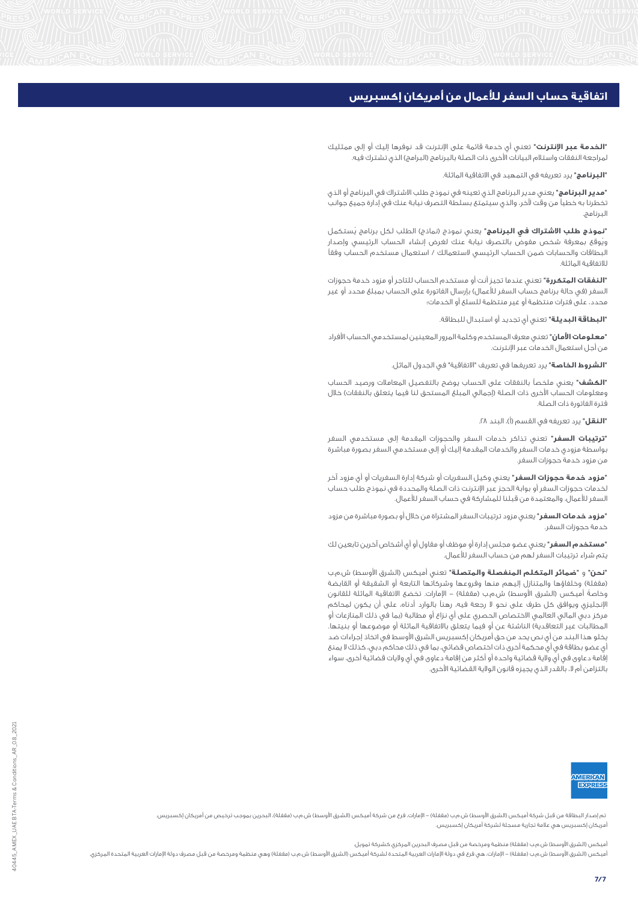## اتفاقية حساب السفر للأعمال من أمريكان إكسبريس

**"الخدمة عبر الإنترنت"** تعني أي خدمة قائمة على الإنترنت قد نوفرها إليك أو إلى ممثليك لمراجعة النفقات واستلام البيانات الأخرى ذات الصلة بالبرنامج (البرامج) الذي تشترك فيه.

**"البرنامج"** يرد تعريفه في التمهيد في الاتفاقية الماثلة.

**"مدير البرنامج"** يعني مدير البرنامج الذي تعينه في نموذج طلب الاشتراك في البرنامج أو الذي تخطرنا به خطياً من وقت لآخر، والذي سيتمتع بسلطة التصرف نيابة عنك في إدارة جميع جوانب البرنامج.

**"نموذج طلب الاشتراك في البرنامج"** يعني نموذج (نماذج) الطلب لكل برنامج يُستكمل ويُوقع بمعرفة شخص مفوض بالتصرف نيابة عنك لغرض إنشاء الحساب الرئيسي وإصدار البطاقات والحسابات ضمن الحساب الرئيسي لاستعمالك / استعمال مستخدم الحساب وفقاً للاتفاقية الماثلة.

**"النفقات المتكررة"** تعني عندما تجيز أنت أو مستخدم الحساب للتاجر أو مزود خدمة حجوزات السفر (في حالة برنامج حساب السفر للأعمال) بإرسال الفاتورة على الحساب بمبلغ محدد أو غير محدد، على فترات منتظمة أو غير منتظمة للسلع أو الخدمات؛

**"البطاقة البديلة"** تعني أي تجديد أو استبدال للبطاقة.

**"معلومات الأمان"** تعني معرف المستخدم وكلمة المرور المعينين لمستخدمي الحساب الأفراد من أجل استعمال الخدمات عبر الإنترنت.

**"الشروط الخاصة"** يرد تعريفها في تعريف "الاتفاقية" في الجدول الماثل.

**"الكشف"** يعني ملخصاً بالنفقات على الحساب يوضح بالتفصيل المعاملات ورصيد الحساب ومعلومات الحساب الأخرى ذات الصلة (إجمالي المبلغ المستحق لنا فيما يتعلق بالنفقات) خلال فترة الفاتورة ذات الصلة.

**"النقل"** يرد تعريفه في القسم (أ)، البند ٢٨.

**"ترتيبات السفر"** تعني تذاكر خدمات السفر والحجوزات المقدمة إلى مستخدمي السفر بواسطة مزودي خدمات السفر والخدمات المقدمة إليك أو إلى مستخدمي السفر بصورة مباشرة من مزود خدمة حجوزات السفر.

**"مزود خدمة حجوزات السفر"** يعني وكيل السفريات أو شركة إدارة السفريات أو أي مزود آخر لخدمات حجوزات السفر أو بوابة الحجز عبر الإنترنت ذات الصلة والمحددة في نموذج طلب حساب السفر للأعمال، والمعتمدة من قبلنا للمشاركة في حساب السفر للأعمال.

**"مزود خدمات السفر"** يعني مزود ترتيبات السفر المشتراة من خلال أو بصورة مباشرة من مزود خدمة حجوزات السفر.

**"مستخدم السفر"** يعني عضو مجلس إدارة أو موظف أو مقاول أو أي أشخاص آخرين تابعين لك يتم شراء ترتيبات السفر لهم من حساب السفر للأعمال.

**"نحن"** و **"ضمائر المتكلم المنفصلة والمتصلة"** تعني أميكس (الشرق الأوسط) ش.م.ب (مقفلة) وخلفاؤها والمتنازل إليهم منها وفروعها وشركاتها التابعة أو الشقيقة أو القابضة وخاصة أميكس (الشرق الأوسط) ش.م.ب (مقفلة) – الإمارات. تخضع الاتفاقية الماثلة للقانون الإنجليزي ويوافق كل طرف على نحو لا رجعة فيه، رهناً بالوارد أدناه، على أن يكون لمحاكم مركز دبي المالي العالمي الاختصاص الحصري على أي نزاع أو مطالبة (بما في ذلك المنازعات أو المطالبات غير التعاقدية) الناشئة عن أو فيما يتعلق بالاتفاقية الماثلة أو موضوعها أو بنيتها. يخلو هذا البند من أي نص يحد من حق أمريكان إكسبريس الشرق الأوسط في اتخاذ إجراءات ضد أي عضو بطاقة في أي محكمة أخرى ذات اختصاص قضائي، بما في ذلك محاكم دبي، كذلك لا يمنع إقامة دعاوى في أي ولاية قضائية واحدة أو أكثر من إقامة دعاوى في أي ولايات قضائية أخرى، سواء بالتزامن أم لا، بالقدر الذي يجيزه قانون الولاية القضائية الأخرى.

تم إصدار البطاقة من قبل شركة أميكس (الشرق الأوسط) ش.م.ب (مقفلة) – الإمارات، فرع من شركة أميكس (الشرق الأوسط) ش.م.ب (مقفلة)، البحرين بموجب ترخيص من أمريكان إكسبريس.
أمريكان إكسبريس هي علامة تجارية مسجلة لشركة أمريكان إكسبريس.

أميكس (الشرق الأوسط) ش.م.ب (مقفلة) منظمة ومرخصة من قبل مصرف البحرين المركزي كشركة تمويل.
أميكس (الشرق الأوسط) ش.م.ب (مقفلة) – الإمارات، هي فرع في دولة الإمارات العربية المتحدة لشركة أميكس (الشرق الأوسط) ش.م.ب (مقفلة) وهي منظمة ومرخصة من قبل مصرف دولة الإمارات العربية المتحدة المركزي.

40445_AMEX_UAE BTA Terms & Conditions_AR_08_2021